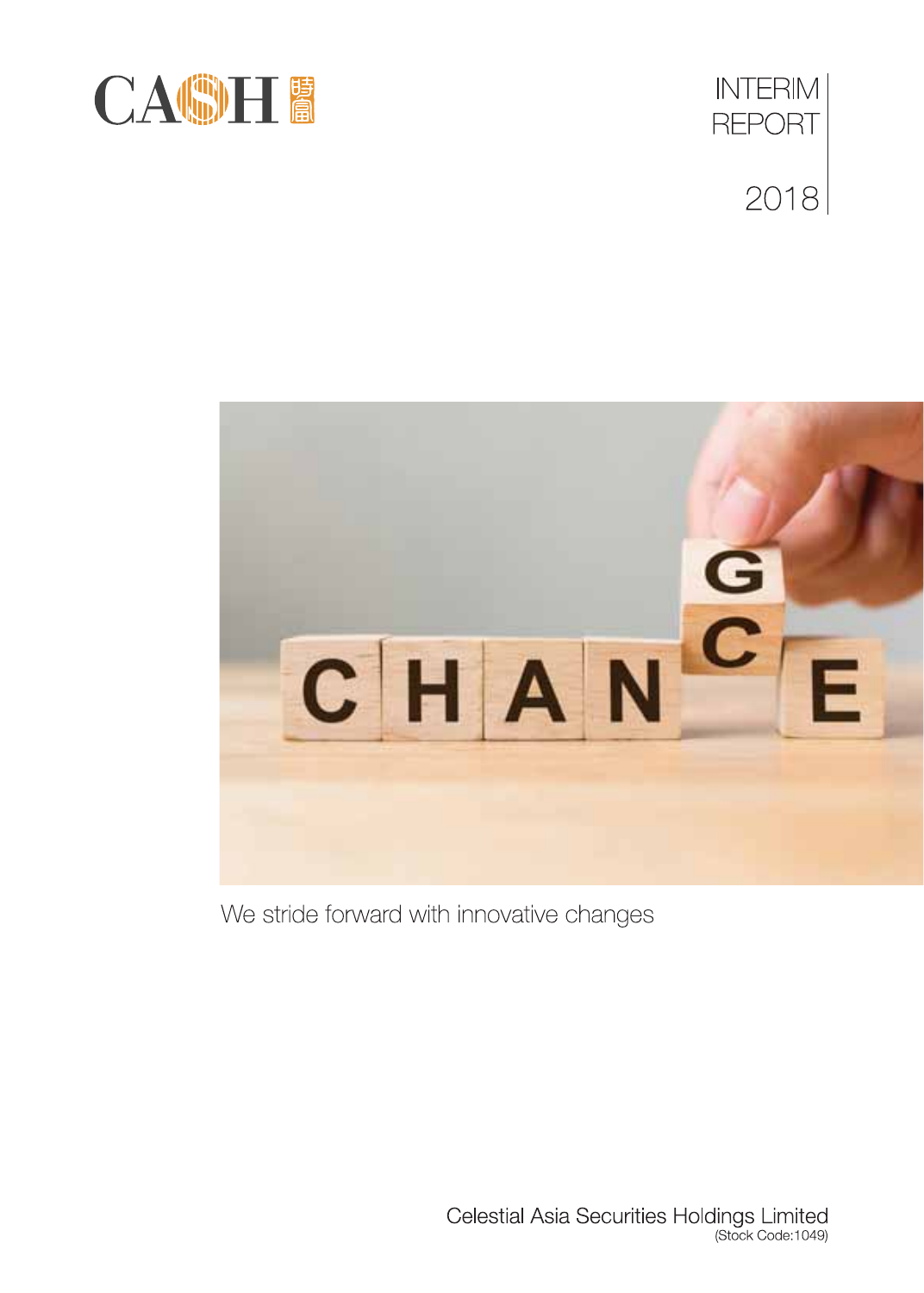CASH 時富

# INTERIM REPORT

# 2018

We stride forward with innovative changes

Celestial Asia Securities Holdings Limited
(Stock Code:1049)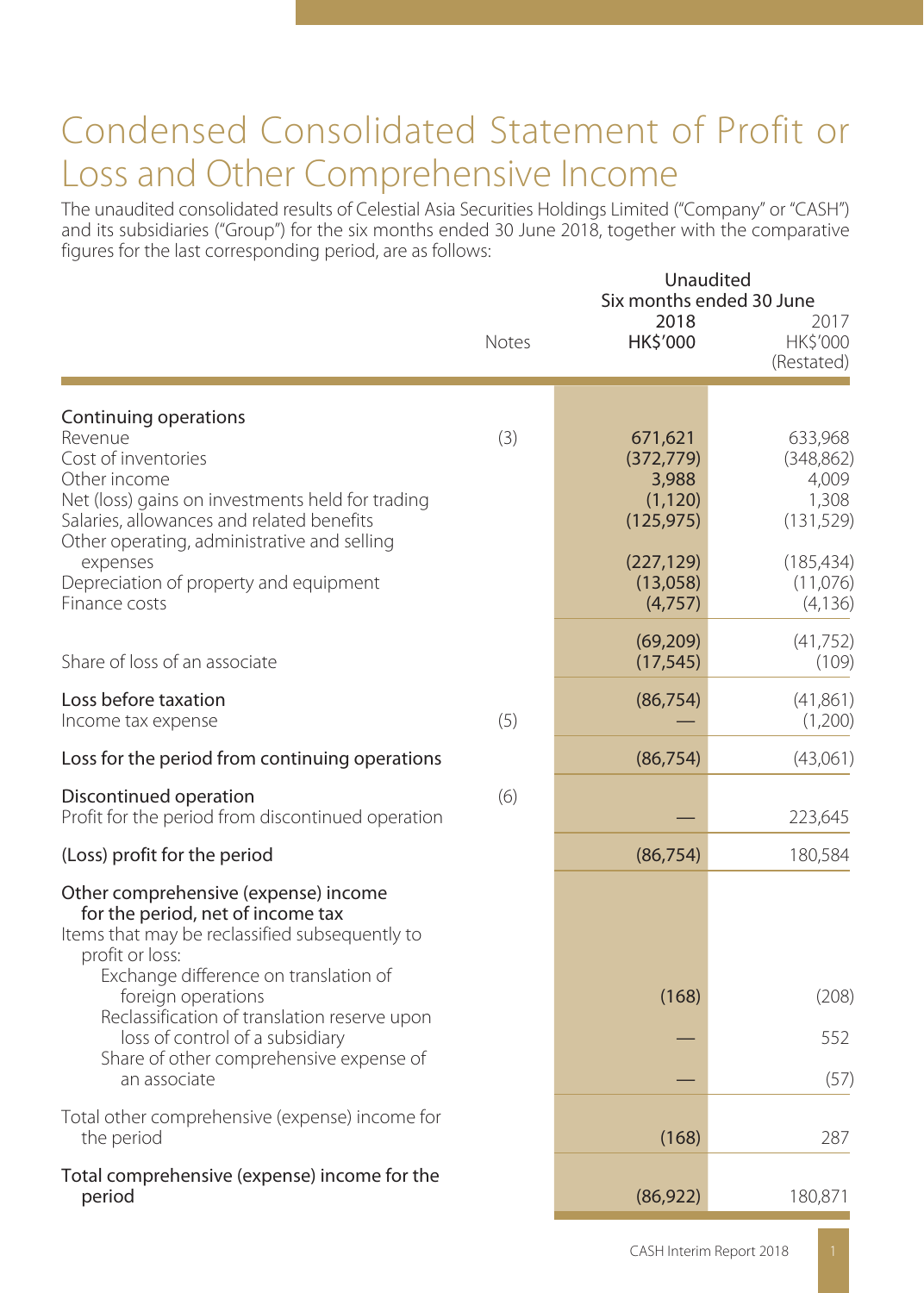# Condensed Consolidated Statement of Profit or Loss and Other Comprehensive Income

The unaudited consolidated results of Celestial Asia Securities Holdings Limited ("Company" or "CASH") and its subsidiaries ("Group") for the six months ended 30 June 2018, together with the comparative figures for the last corresponding period, are as follows:

| | Notes | Unaudited Six months ended 30 June 2018 HK$'000 | 2017 HK$'000 (Restated) |
|---|---|---|---|
| **Continuing operations** | | | |
| Revenue | (3) | 671,621 | 633,968 |
| Cost of inventories | | (372,779) | (348,862) |
| Other income | | 3,988 | 4,009 |
| Net (loss) gains on investments held for trading | | (1,120) | 1,308 |
| Salaries, allowances and related benefits | | (125,975) | (131,529) |
| Other operating, administrative and selling expenses | | (227,129) | (185,434) |
| Depreciation of property and equipment | | (13,058) | (11,076) |
| Finance costs | | (4,757) | (4,136) |
| | | (69,209) | (41,752) |
| Share of loss of an associate | | (17,545) | (109) |
| **Loss before taxation** | | (86,754) | (41,861) |
| Income tax expense | (5) | — | (1,200) |
| **Loss for the period from continuing operations** | | (86,754) | (43,061) |
| **Discontinued operation** | (6) | | |
| Profit for the period from discontinued operation | | — | 223,645 |
| **(Loss) profit for the period** | | (86,754) | 180,584 |
| **Other comprehensive (expense) income for the period, net of income tax** | | | |
| Items that may be reclassified subsequently to profit or loss: | | | |
| Exchange difference on translation of foreign operations | | (168) | (208) |
| Reclassification of translation reserve upon loss of control of a subsidiary | | — | 552 |
| Share of other comprehensive expense of an associate | | — | (57) |
| Total other comprehensive (expense) income for the period | | (168) | 287 |
| **Total comprehensive (expense) income for the period** | | (86,922) | 180,871 |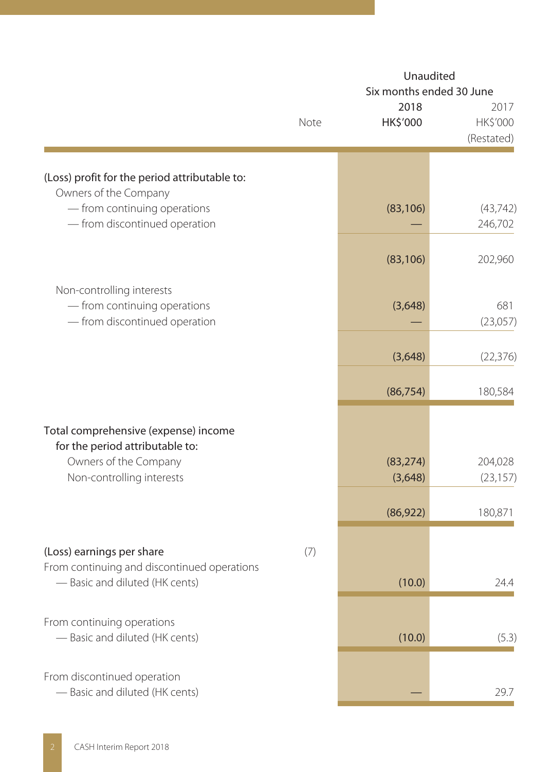| | Note | Unaudited Six months ended 30 June 2018 HK$'000 | 2017 HK$'000 (Restated) |
|---|---|---|---|
| (Loss) profit for the period attributable to: | | | |
| Owners of the Company | | | |
| — from continuing operations | | (83,106) | (43,742) |
| — from discontinued operation | | — | 246,702 |
| | | (83,106) | 202,960 |
| Non-controlling interests | | | |
| — from continuing operations | | (3,648) | 681 |
| — from discontinued operation | | — | (23,057) |
| | | (3,648) | (22,376) |
| | | (86,754) | 180,584 |
| Total comprehensive (expense) income for the period attributable to: | | | |
| Owners of the Company | | (83,274) | 204,028 |
| Non-controlling interests | | (3,648) | (23,157) |
| | | (86,922) | 180,871 |
| (Loss) earnings per share | (7) | | |
| From continuing and discontinued operations | | | |
| — Basic and diluted (HK cents) | | (10.0) | 24.4 |
| From continuing operations | | | |
| — Basic and diluted (HK cents) | | (10.0) | (5.3) |
| From discontinued operation | | | |
| — Basic and diluted (HK cents) | | — | 29.7 |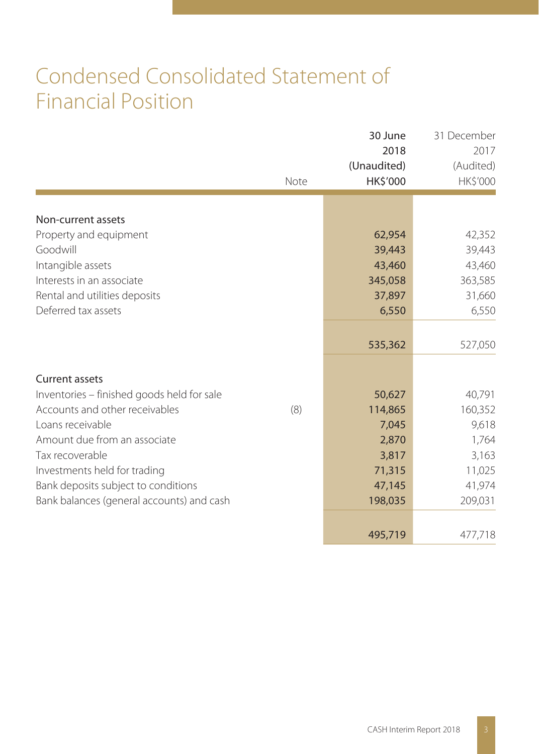# Condensed Consolidated Statement of Financial Position

| | Note | 30 June 2018 (Unaudited) HK$'000 | 31 December 2017 (Audited) HK$'000 |
|---|---|---|---|
| **Non-current assets** | | | |
| Property and equipment | | 62,954 | 42,352 |
| Goodwill | | 39,443 | 39,443 |
| Intangible assets | | 43,460 | 43,460 |
| Interests in an associate | | 345,058 | 363,585 |
| Rental and utilities deposits | | 37,897 | 31,660 |
| Deferred tax assets | | 6,550 | 6,550 |
| | | 535,362 | 527,050 |
| **Current assets** | | | |
| Inventories – finished goods held for sale | | 50,627 | 40,791 |
| Accounts and other receivables | (8) | 114,865 | 160,352 |
| Loans receivable | | 7,045 | 9,618 |
| Amount due from an associate | | 2,870 | 1,764 |
| Tax recoverable | | 3,817 | 3,163 |
| Investments held for trading | | 71,315 | 11,025 |
| Bank deposits subject to conditions | | 47,145 | 41,974 |
| Bank balances (general accounts) and cash | | 198,035 | 209,031 |
| | | 495,719 | 477,718 |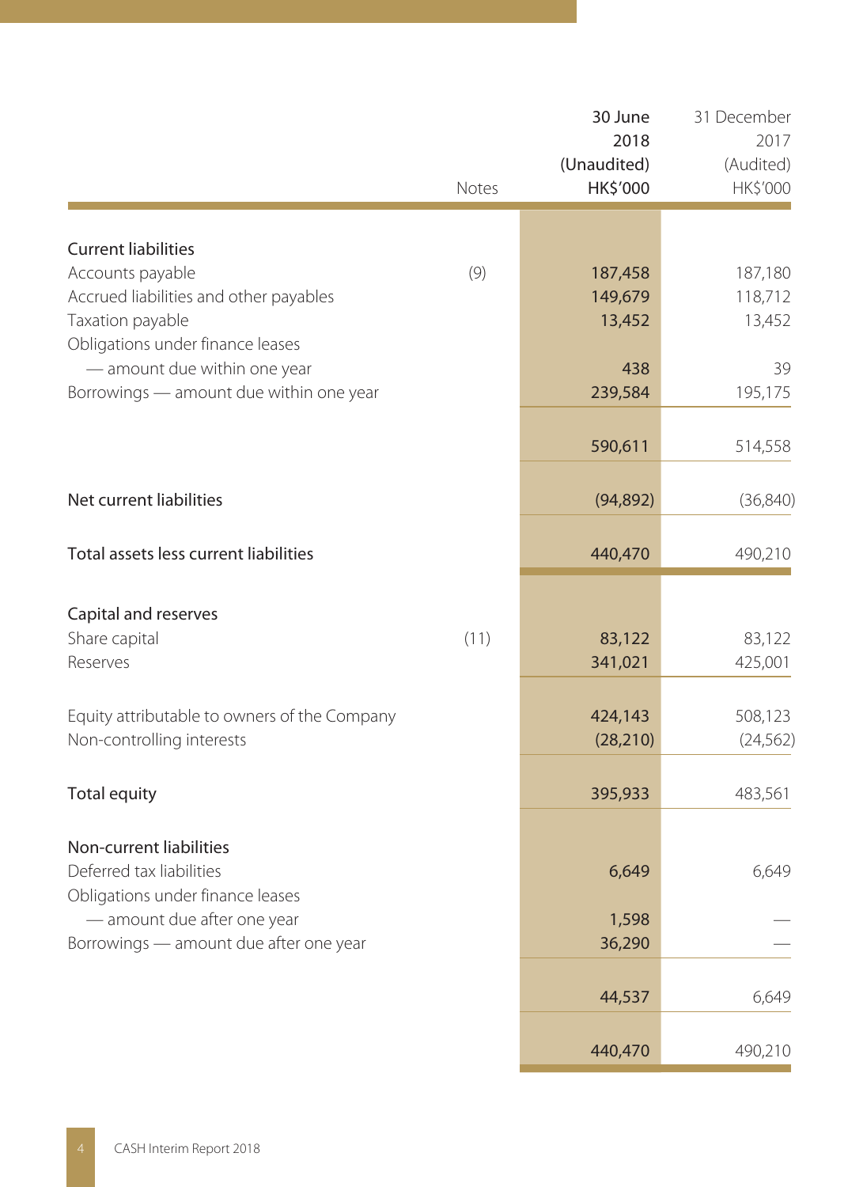| | Notes | 30 June 2018 (Unaudited) HK$'000 | 31 December 2017 (Audited) HK$'000 |
|---|---|---|---|
| **Current liabilities** | | | |
| Accounts payable | (9) | 187,458 | 187,180 |
| Accrued liabilities and other payables | | 149,679 | 118,712 |
| Taxation payable | | 13,452 | 13,452 |
| Obligations under finance leases | | | |
| — amount due within one year | | 438 | 39 |
| Borrowings — amount due within one year | | 239,584 | 195,175 |
| | | 590,611 | 514,558 |
| **Net current liabilities** | | (94,892) | (36,840) |
| **Total assets less current liabilities** | | 440,470 | 490,210 |
| **Capital and reserves** | | | |
| Share capital | (11) | 83,122 | 83,122 |
| Reserves | | 341,021 | 425,001 |
| Equity attributable to owners of the Company | | 424,143 | 508,123 |
| Non-controlling interests | | (28,210) | (24,562) |
| **Total equity** | | 395,933 | 483,561 |
| **Non-current liabilities** | | | |
| Deferred tax liabilities | | 6,649 | 6,649 |
| Obligations under finance leases | | | |
| — amount due after one year | | 1,598 | — |
| Borrowings — amount due after one year | | 36,290 | — |
| | | 44,537 | 6,649 |
| | | 440,470 | 490,210 |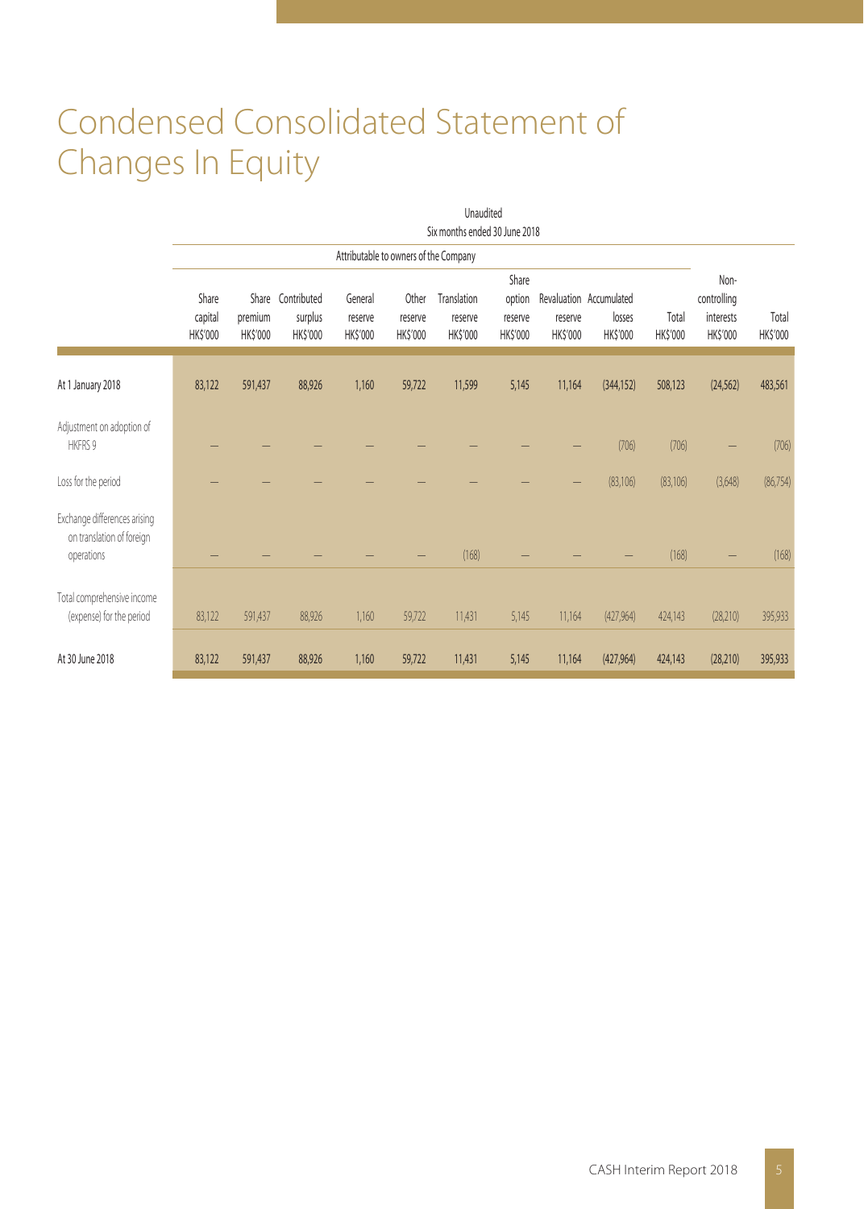# Condensed Consolidated Statement of Changes In Equity

| | Unaudited Six months ended 30 June 2018 | | | | | | | | | | | |
|---|---|---|---|---|---|---|---|---|---|---|---|---|
| | Attributable to owners of the Company | | | | | | | | | | | |
| | Share capital HK$'000 | Share premium HK$'000 | Contributed surplus HK$'000 | General reserve HK$'000 | Other reserve HK$'000 | Translation reserve HK$'000 | Share option reserve HK$'000 | Revaluation reserve HK$'000 | Accumulated losses HK$'000 | Total HK$'000 | Non-controlling interests HK$'000 | Total HK$'000 |
| At 1 January 2018 | 83,122 | 591,437 | 88,926 | 1,160 | 59,722 | 11,599 | 5,145 | 11,164 | (344,152) | 508,123 | (24,562) | 483,561 |
| Adjustment on adoption of HKFRS 9 | – | – | – | – | – | – | – | – | (706) | (706) | – | (706) |
| Loss for the period | – | – | – | – | – | – | – | – | (83,106) | (83,106) | (3,648) | (86,754) |
| Exchange differences arising on translation of foreign operations | – | – | – | – | – | (168) | – | – | – | (168) | – | (168) |
| Total comprehensive income (expense) for the period | 83,122 | 591,437 | 88,926 | 1,160 | 59,722 | 11,431 | 5,145 | 11,164 | (427,964) | 424,143 | (28,210) | 395,933 |
| At 30 June 2018 | 83,122 | 591,437 | 88,926 | 1,160 | 59,722 | 11,431 | 5,145 | 11,164 | (427,964) | 424,143 | (28,210) | 395,933 |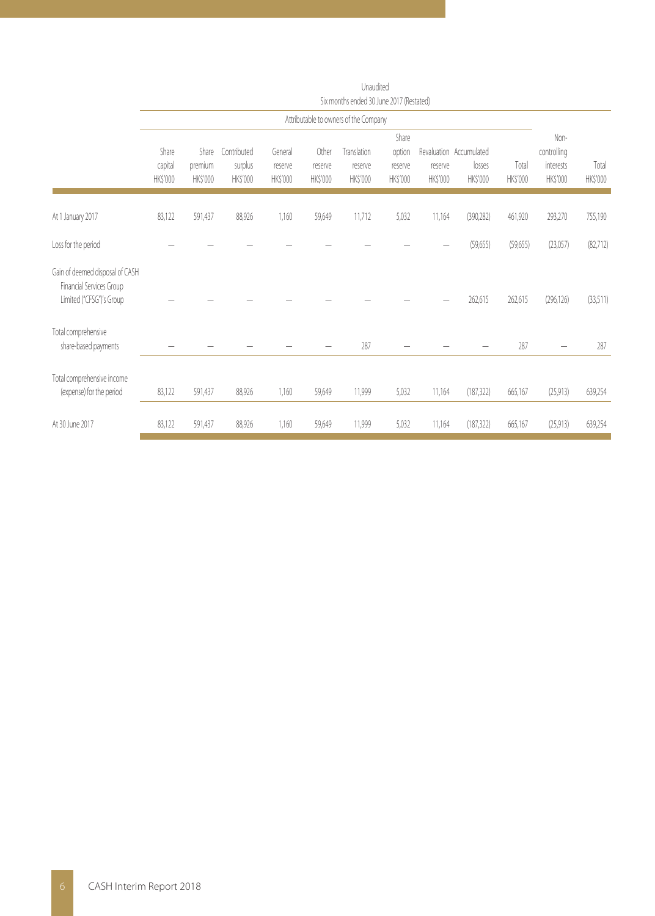| | Unaudited | | | | | | | | | | | |
|---|---|---|---|---|---|---|---|---|---|---|---|---|
| | Six months ended 30 June 2017 (Restated) | | | | | | | | | | | |
| | Attributable to owners of the Company | | | | | | | | | | | |
| | Share capital HK$'000 | Share premium HK$'000 | Contributed surplus HK$'000 | General reserve HK$'000 | Other reserve HK$'000 | Translation reserve HK$'000 | Share option reserve HK$'000 | Revaluation reserve HK$'000 | Accumulated losses HK$'000 | Total HK$'000 | Non-controlling interests HK$'000 | Total HK$'000 |
| At 1 January 2017 | 83,122 | 591,437 | 88,926 | 1,160 | 59,649 | 11,712 | 5,032 | 11,164 | (390,282) | 461,920 | 293,270 | 755,190 |
| Loss for the period | — | — | — | — | — | — | — | — | (59,655) | (59,655) | (23,057) | (82,712) |
| Gain of deemed disposal of CASH Financial Services Group Limited ("CFSG")'s Group | — | — | — | — | — | — | — | — | 262,615 | 262,615 | (296,126) | (33,511) |
| Total comprehensive share-based payments | — | — | — | — | — | 287 | — | — | — | 287 | — | 287 |
| Total comprehensive income (expense) for the period | 83,122 | 591,437 | 88,926 | 1,160 | 59,649 | 11,999 | 5,032 | 11,164 | (187,322) | 665,167 | (25,913) | 639,254 |
| At 30 June 2017 | 83,122 | 591,437 | 88,926 | 1,160 | 59,649 | 11,999 | 5,032 | 11,164 | (187,322) | 665,167 | (25,913) | 639,254 |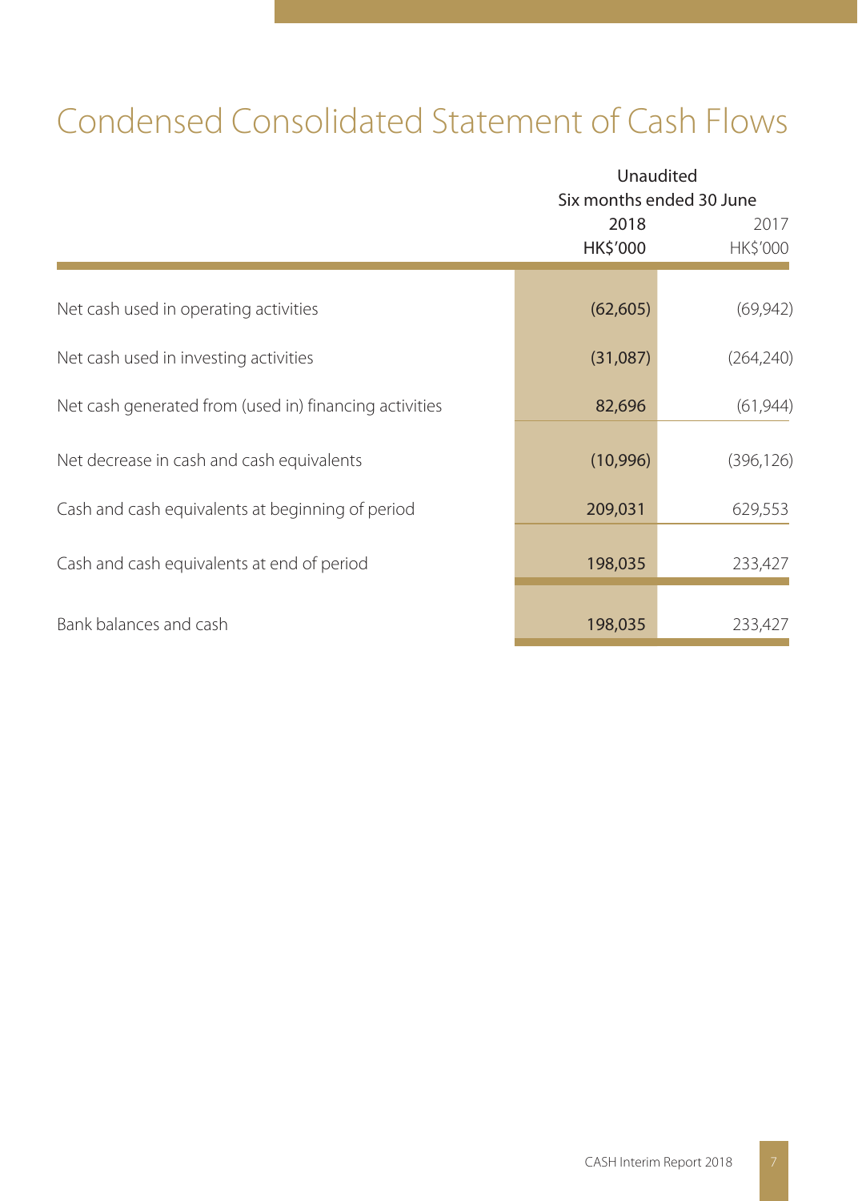# Condensed Consolidated Statement of Cash Flows

| | Unaudited | |
|---|---|---|
| | Six months ended 30 June | |
| | **2018** | 2017 |
| | **HK$'000** | HK$'000 |
| Net cash used in operating activities | **(62,605)** | (69,942) |
| Net cash used in investing activities | **(31,087)** | (264,240) |
| Net cash generated from (used in) financing activities | **82,696** | (61,944) |
| Net decrease in cash and cash equivalents | **(10,996)** | (396,126) |
| Cash and cash equivalents at beginning of period | **209,031** | 629,553 |
| Cash and cash equivalents at end of period | **198,035** | 233,427 |
| Bank balances and cash | **198,035** | 233,427 |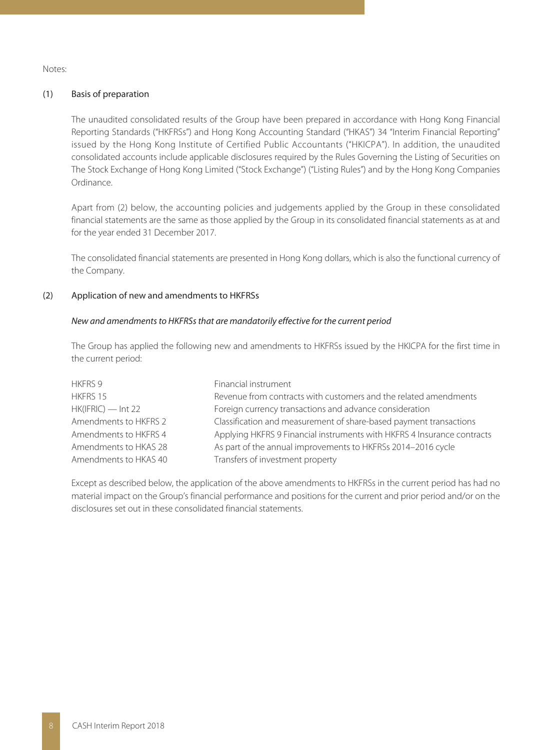Notes:

(1) Basis of preparation

The unaudited consolidated results of the Group have been prepared in accordance with Hong Kong Financial Reporting Standards ("HKFRSs") and Hong Kong Accounting Standard ("HKAS") 34 "Interim Financial Reporting" issued by the Hong Kong Institute of Certified Public Accountants ("HKICPA"). In addition, the unaudited consolidated accounts include applicable disclosures required by the Rules Governing the Listing of Securities on The Stock Exchange of Hong Kong Limited ("Stock Exchange") ("Listing Rules") and by the Hong Kong Companies Ordinance.

Apart from (2) below, the accounting policies and judgements applied by the Group in these consolidated financial statements are the same as those applied by the Group in its consolidated financial statements as at and for the year ended 31 December 2017.

The consolidated financial statements are presented in Hong Kong dollars, which is also the functional currency of the Company.

(2) Application of new and amendments to HKFRSs

*New and amendments to HKFRSs that are mandatorily effective for the current period*

The Group has applied the following new and amendments to HKFRSs issued by the HKICPA for the first time in the current period:

| | |
|---|---|
| HKFRS 9 | Financial instrument |
| HKFRS 15 | Revenue from contracts with customers and the related amendments |
| HK(IFRIC) — Int 22 | Foreign currency transactions and advance consideration |
| Amendments to HKFRS 2 | Classification and measurement of share-based payment transactions |
| Amendments to HKFRS 4 | Applying HKFRS 9 Financial instruments with HKFRS 4 Insurance contracts |
| Amendments to HKAS 28 | As part of the annual improvements to HKFRSs 2014–2016 cycle |
| Amendments to HKAS 40 | Transfers of investment property |

Except as described below, the application of the above amendments to HKFRSs in the current period has had no material impact on the Group's financial performance and positions for the current and prior period and/or on the disclosures set out in these consolidated financial statements.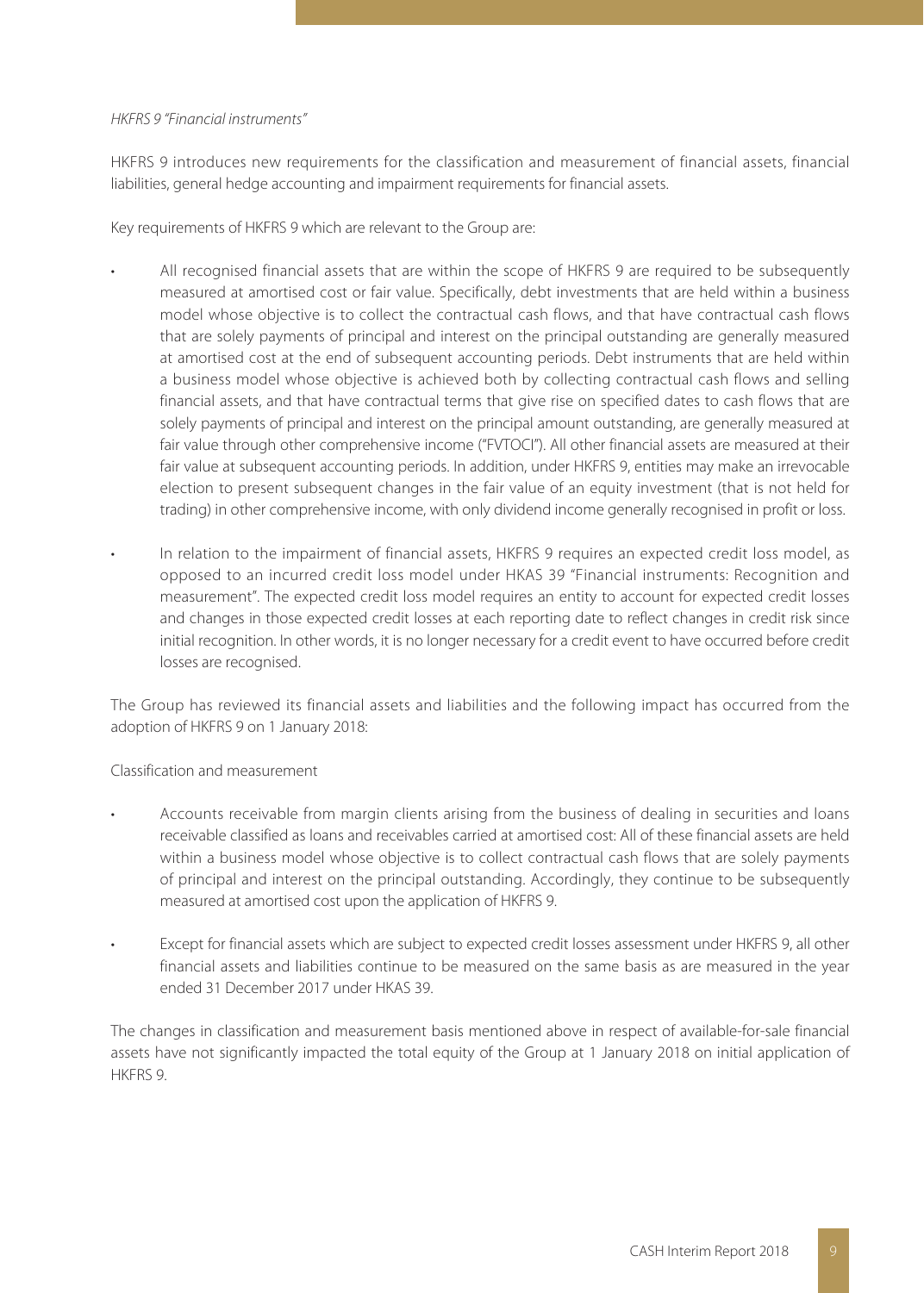*HKFRS 9 "Financial instruments"*

HKFRS 9 introduces new requirements for the classification and measurement of financial assets, financial liabilities, general hedge accounting and impairment requirements for financial assets.

Key requirements of HKFRS 9 which are relevant to the Group are:

- All recognised financial assets that are within the scope of HKFRS 9 are required to be subsequently measured at amortised cost or fair value. Specifically, debt investments that are held within a business model whose objective is to collect the contractual cash flows, and that have contractual cash flows that are solely payments of principal and interest on the principal outstanding are generally measured at amortised cost at the end of subsequent accounting periods. Debt instruments that are held within a business model whose objective is achieved both by collecting contractual cash flows and selling financial assets, and that have contractual terms that give rise on specified dates to cash flows that are solely payments of principal and interest on the principal amount outstanding, are generally measured at fair value through other comprehensive income ("FVTOCI"). All other financial assets are measured at their fair value at subsequent accounting periods. In addition, under HKFRS 9, entities may make an irrevocable election to present subsequent changes in the fair value of an equity investment (that is not held for trading) in other comprehensive income, with only dividend income generally recognised in profit or loss.

- In relation to the impairment of financial assets, HKFRS 9 requires an expected credit loss model, as opposed to an incurred credit loss model under HKAS 39 "Financial instruments: Recognition and measurement". The expected credit loss model requires an entity to account for expected credit losses and changes in those expected credit losses at each reporting date to reflect changes in credit risk since initial recognition. In other words, it is no longer necessary for a credit event to have occurred before credit losses are recognised.

The Group has reviewed its financial assets and liabilities and the following impact has occurred from the adoption of HKFRS 9 on 1 January 2018:

Classification and measurement

- Accounts receivable from margin clients arising from the business of dealing in securities and loans receivable classified as loans and receivables carried at amortised cost: All of these financial assets are held within a business model whose objective is to collect contractual cash flows that are solely payments of principal and interest on the principal outstanding. Accordingly, they continue to be subsequently measured at amortised cost upon the application of HKFRS 9.

- Except for financial assets which are subject to expected credit losses assessment under HKFRS 9, all other financial assets and liabilities continue to be measured on the same basis as are measured in the year ended 31 December 2017 under HKAS 39.

The changes in classification and measurement basis mentioned above in respect of available-for-sale financial assets have not significantly impacted the total equity of the Group at 1 January 2018 on initial application of HKFRS 9.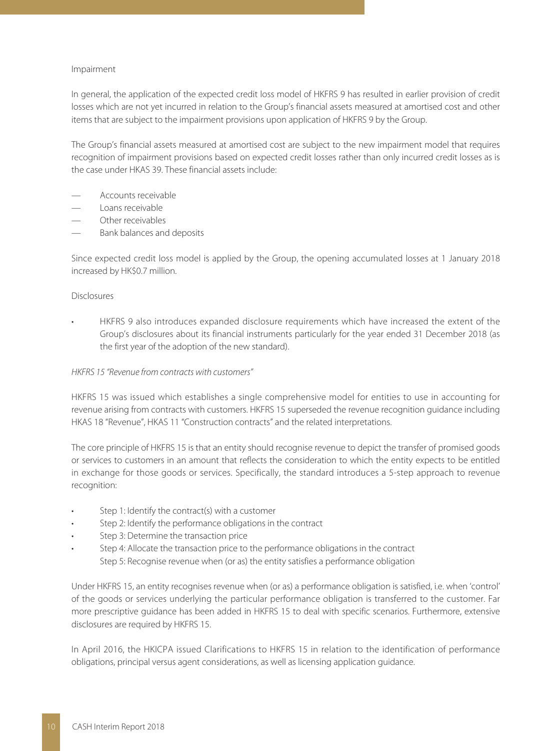Impairment

In general, the application of the expected credit loss model of HKFRS 9 has resulted in earlier provision of credit losses which are not yet incurred in relation to the Group's financial assets measured at amortised cost and other items that are subject to the impairment provisions upon application of HKFRS 9 by the Group.

The Group's financial assets measured at amortised cost are subject to the new impairment model that requires recognition of impairment provisions based on expected credit losses rather than only incurred credit losses as is the case under HKAS 39. These financial assets include:

- Accounts receivable
- Loans receivable
- Other receivables
- Bank balances and deposits

Since expected credit loss model is applied by the Group, the opening accumulated losses at 1 January 2018 increased by HK$0.7 million.

Disclosures

- HKFRS 9 also introduces expanded disclosure requirements which have increased the extent of the Group's disclosures about its financial instruments particularly for the year ended 31 December 2018 (as the first year of the adoption of the new standard).

*HKFRS 15 "Revenue from contracts with customers"*

HKFRS 15 was issued which establishes a single comprehensive model for entities to use in accounting for revenue arising from contracts with customers. HKFRS 15 superseded the revenue recognition guidance including HKAS 18 "Revenue", HKAS 11 "Construction contracts" and the related interpretations.

The core principle of HKFRS 15 is that an entity should recognise revenue to depict the transfer of promised goods or services to customers in an amount that reflects the consideration to which the entity expects to be entitled in exchange for those goods or services. Specifically, the standard introduces a 5-step approach to revenue recognition:

- Step 1: Identify the contract(s) with a customer
- Step 2: Identify the performance obligations in the contract
- Step 3: Determine the transaction price
- Step 4: Allocate the transaction price to the performance obligations in the contract
  Step 5: Recognise revenue when (or as) the entity satisfies a performance obligation

Under HKFRS 15, an entity recognises revenue when (or as) a performance obligation is satisfied, i.e. when 'control' of the goods or services underlying the particular performance obligation is transferred to the customer. Far more prescriptive guidance has been added in HKFRS 15 to deal with specific scenarios. Furthermore, extensive disclosures are required by HKFRS 15.

In April 2016, the HKICPA issued Clarifications to HKFRS 15 in relation to the identification of performance obligations, principal versus agent considerations, as well as licensing application guidance.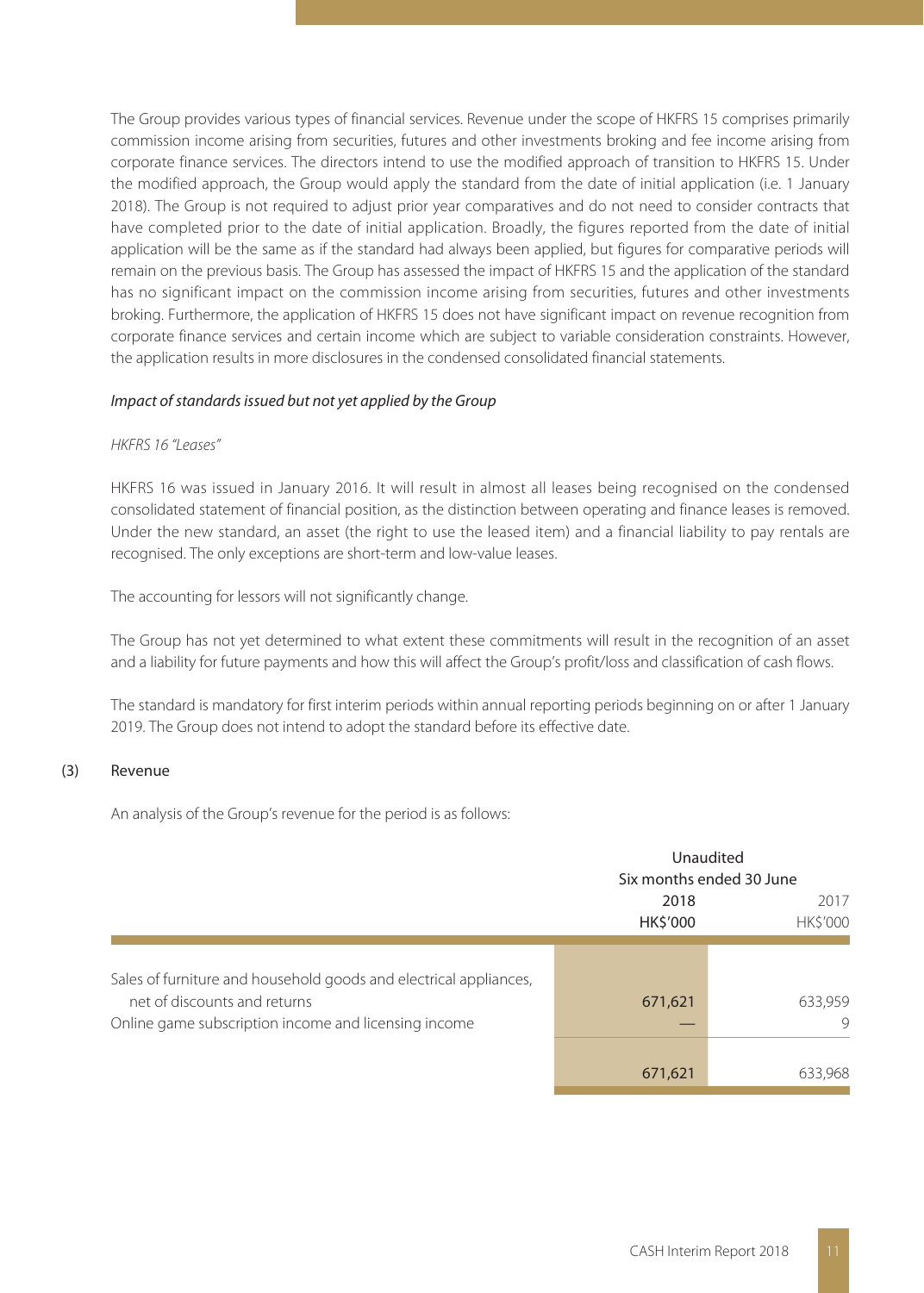The Group provides various types of financial services. Revenue under the scope of HKFRS 15 comprises primarily commission income arising from securities, futures and other investments broking and fee income arising from corporate finance services. The directors intend to use the modified approach of transition to HKFRS 15. Under the modified approach, the Group would apply the standard from the date of initial application (i.e. 1 January 2018). The Group is not required to adjust prior year comparatives and do not need to consider contracts that have completed prior to the date of initial application. Broadly, the figures reported from the date of initial application will be the same as if the standard had always been applied, but figures for comparative periods will remain on the previous basis. The Group has assessed the impact of HKFRS 15 and the application of the standard has no significant impact on the commission income arising from securities, futures and other investments broking. Furthermore, the application of HKFRS 15 does not have significant impact on revenue recognition from corporate finance services and certain income which are subject to variable consideration constraints. However, the application results in more disclosures in the condensed consolidated financial statements.

*Impact of standards issued but not yet applied by the Group*

*HKFRS 16 "Leases"*

HKFRS 16 was issued in January 2016. It will result in almost all leases being recognised on the condensed consolidated statement of financial position, as the distinction between operating and finance leases is removed. Under the new standard, an asset (the right to use the leased item) and a financial liability to pay rentals are recognised. The only exceptions are short-term and low-value leases.

The accounting for lessors will not significantly change.

The Group has not yet determined to what extent these commitments will result in the recognition of an asset and a liability for future payments and how this will affect the Group's profit/loss and classification of cash flows.

The standard is mandatory for first interim periods within annual reporting periods beginning on or after 1 January 2019. The Group does not intend to adopt the standard before its effective date.

## (3) Revenue

An analysis of the Group's revenue for the period is as follows:

| | Unaudited Six months ended 30 June | |
|---|---|---|
| | 2018 HK$'000 | 2017 HK$'000 |
| Sales of furniture and household goods and electrical appliances, net of discounts and returns | 671,621 | 633,959 |
| Online game subscription income and licensing income | — | 9 |
| | 671,621 | 633,968 |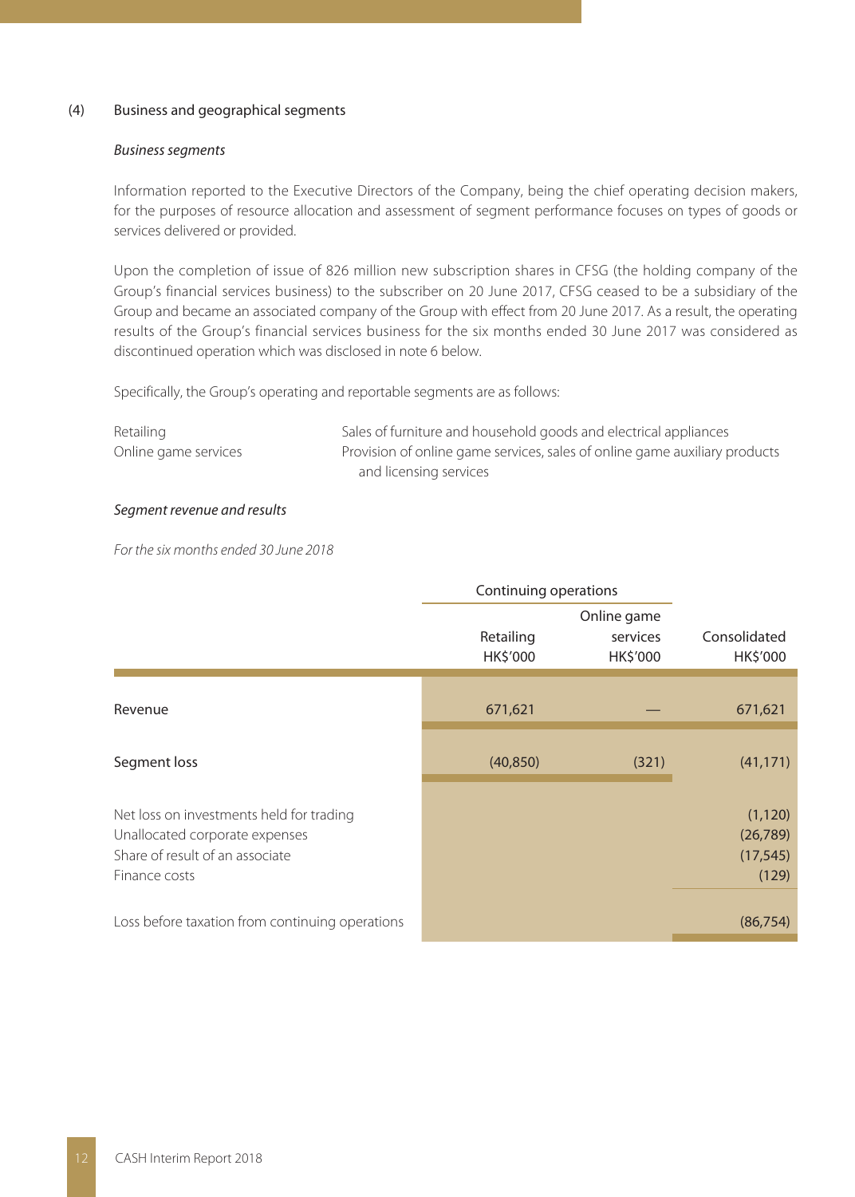(4) Business and geographical segments

*Business segments*

Information reported to the Executive Directors of the Company, being the chief operating decision makers, for the purposes of resource allocation and assessment of segment performance focuses on types of goods or services delivered or provided.

Upon the completion of issue of 826 million new subscription shares in CFSG (the holding company of the Group's financial services business) to the subscriber on 20 June 2017, CFSG ceased to be a subsidiary of the Group and became an associated company of the Group with effect from 20 June 2017. As a result, the operating results of the Group's financial services business for the six months ended 30 June 2017 was considered as discontinued operation which was disclosed in note 6 below.

Specifically, the Group's operating and reportable segments are as follows:

| | |
|---|---|
| Retailing | Sales of furniture and household goods and electrical appliances |
| Online game services | Provision of online game services, sales of online game auxiliary products and licensing services |

*Segment revenue and results*

*For the six months ended 30 June 2018*

| | Continuing operations | | |
|---|---|---|---|
| | Retailing HK$'000 | Online game services HK$'000 | Consolidated HK$'000 |
| Revenue | 671,621 | — | 671,621 |
| Segment loss | (40,850) | (321) | (41,171) |
| Net loss on investments held for trading | | | (1,120) |
| Unallocated corporate expenses | | | (26,789) |
| Share of result of an associate | | | (17,545) |
| Finance costs | | | (129) |
| Loss before taxation from continuing operations | | | (86,754) |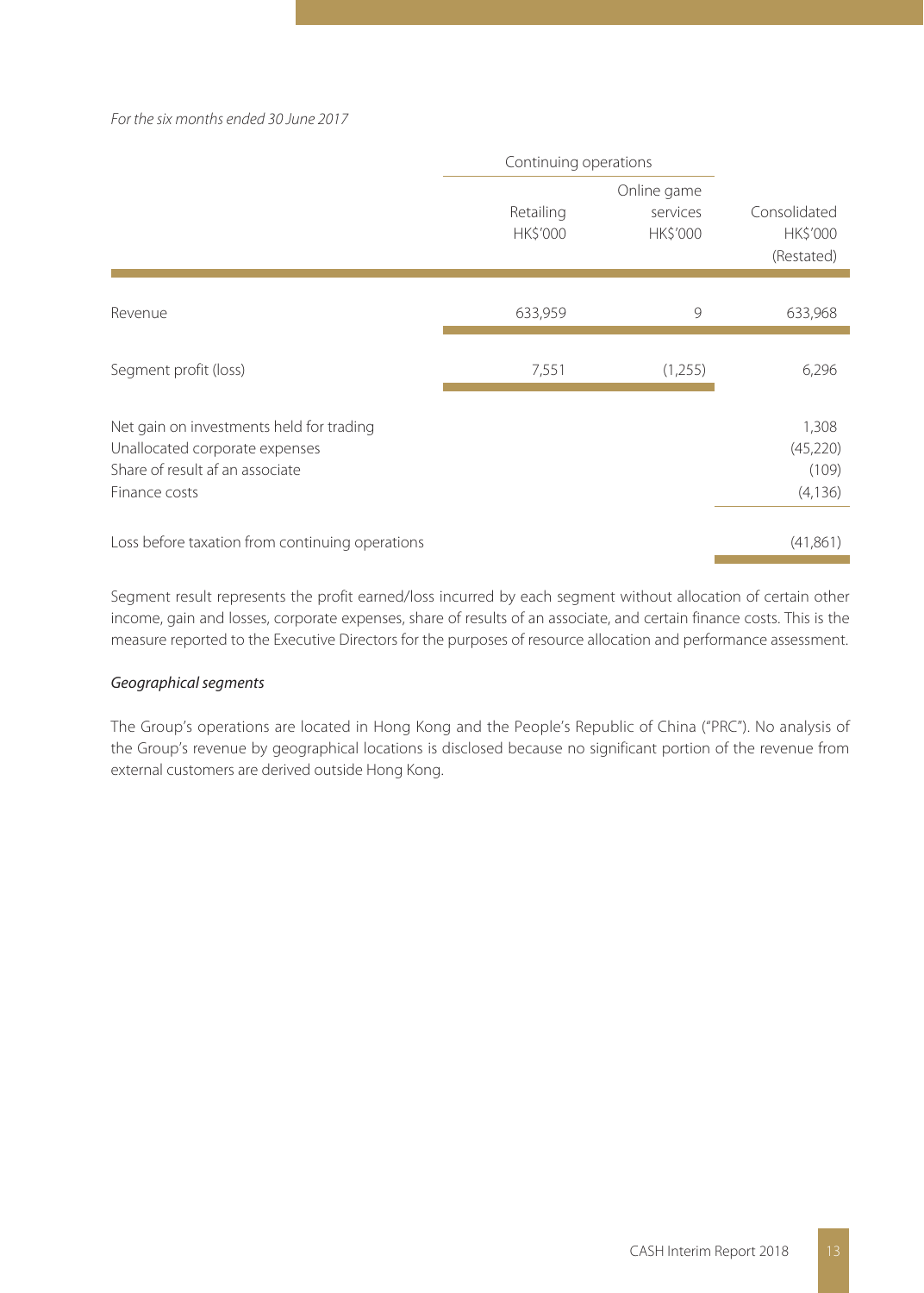*For the six months ended 30 June 2017*

| | Continuing operations | | |
|---|---|---|---|
| | Retailing HK$'000 | Online game services HK$'000 | Consolidated HK$'000 (Restated) |
| Revenue | 633,959 | 9 | 633,968 |
| Segment profit (loss) | 7,551 | (1,255) | 6,296 |
| Net gain on investments held for trading | | | 1,308 |
| Unallocated corporate expenses | | | (45,220) |
| Share of result af an associate | | | (109) |
| Finance costs | | | (4,136) |
| Loss before taxation from continuing operations | | | (41,861) |

Segment result represents the profit earned/loss incurred by each segment without allocation of certain other income, gain and losses, corporate expenses, share of results of an associate, and certain finance costs. This is the measure reported to the Executive Directors for the purposes of resource allocation and performance assessment.

*Geographical segments*

The Group's operations are located in Hong Kong and the People's Republic of China ("PRC"). No analysis of the Group's revenue by geographical locations is disclosed because no significant portion of the revenue from external customers are derived outside Hong Kong.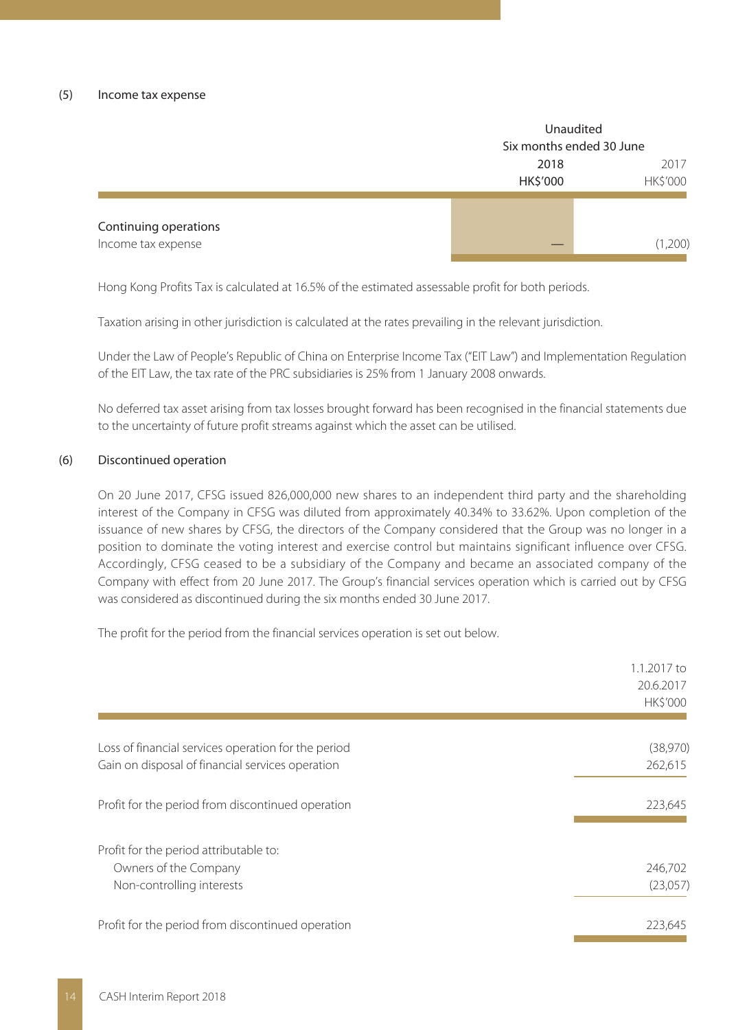### (5) Income tax expense

| | Unaudited | |
|---|---|---|
| | Six months ended 30 June | |
| | 2018 | 2017 |
| | HK$'000 | HK$'000 |
| **Continuing operations** | | |
| Income tax expense | — | (1,200) |

Hong Kong Profits Tax is calculated at 16.5% of the estimated assessable profit for both periods.

Taxation arising in other jurisdiction is calculated at the rates prevailing in the relevant jurisdiction.

Under the Law of People's Republic of China on Enterprise Income Tax ("EIT Law") and Implementation Regulation of the EIT Law, the tax rate of the PRC subsidiaries is 25% from 1 January 2008 onwards.

No deferred tax asset arising from tax losses brought forward has been recognised in the financial statements due to the uncertainty of future profit streams against which the asset can be utilised.

### (6) Discontinued operation

On 20 June 2017, CFSG issued 826,000,000 new shares to an independent third party and the shareholding interest of the Company in CFSG was diluted from approximately 40.34% to 33.62%. Upon completion of the issuance of new shares by CFSG, the directors of the Company considered that the Group was no longer in a position to dominate the voting interest and exercise control but maintains significant influence over CFSG. Accordingly, CFSG ceased to be a subsidiary of the Company and became an associated company of the Company with effect from 20 June 2017. The Group's financial services operation which is carried out by CFSG was considered as discontinued during the six months ended 30 June 2017.

The profit for the period from the financial services operation is set out below.

| | 1.1.2017 to 20.6.2017 |
|---|---|
| | HK$'000 |
| Loss of financial services operation for the period | (38,970) |
| Gain on disposal of financial services operation | 262,615 |
| Profit for the period from discontinued operation | 223,645 |
| Profit for the period attributable to: | |
| Owners of the Company | 246,702 |
| Non-controlling interests | (23,057) |
| Profit for the period from discontinued operation | 223,645 |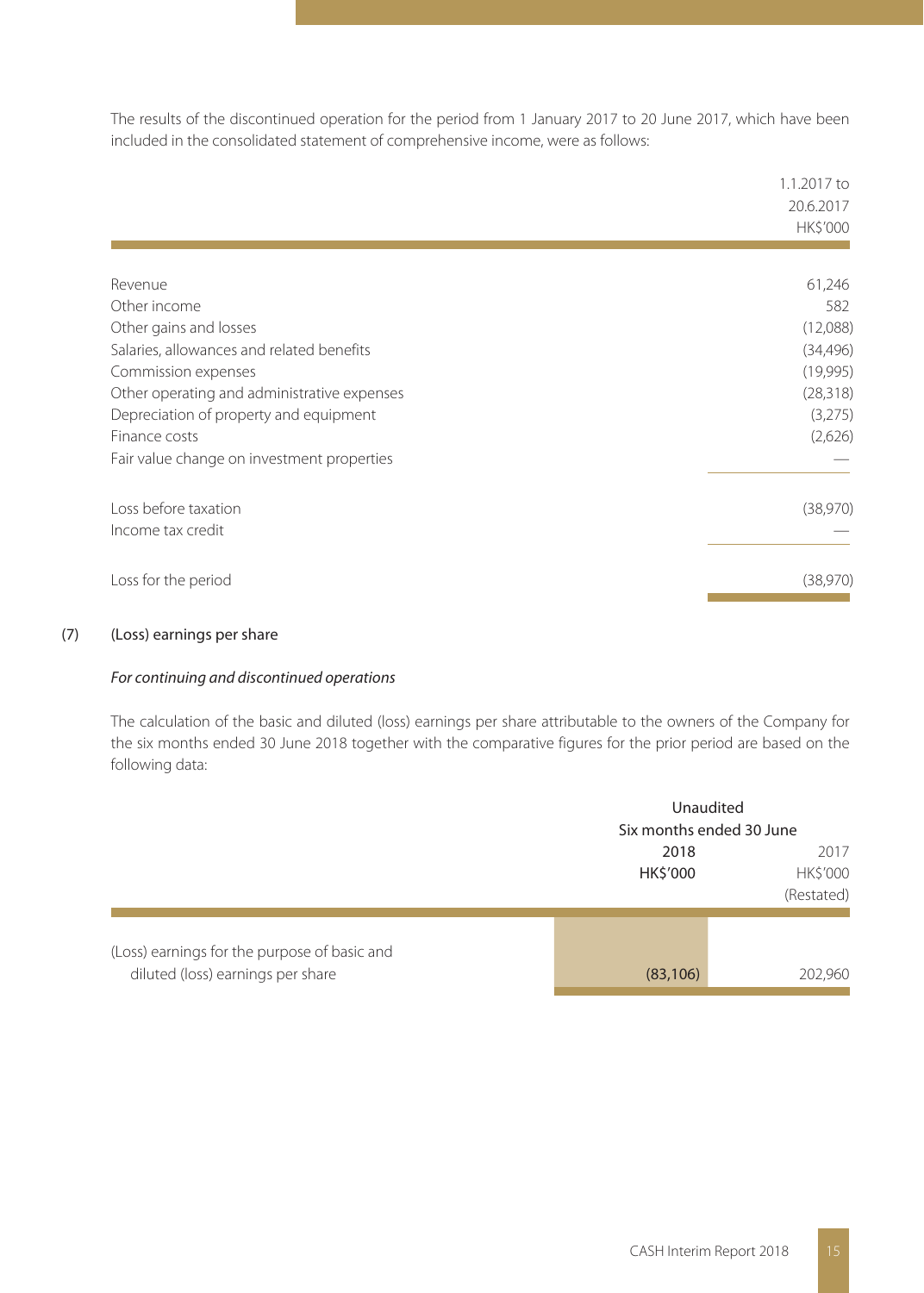The results of the discontinued operation for the period from 1 January 2017 to 20 June 2017, which have been included in the consolidated statement of comprehensive income, were as follows:

| | 1.1.2017 to 20.6.2017 HK$'000 |
|---|---|
| Revenue | 61,246 |
| Other income | 582 |
| Other gains and losses | (12,088) |
| Salaries, allowances and related benefits | (34,496) |
| Commission expenses | (19,995) |
| Other operating and administrative expenses | (28,318) |
| Depreciation of property and equipment | (3,275) |
| Finance costs | (2,626) |
| Fair value change on investment properties | — |
| Loss before taxation | (38,970) |
| Income tax credit | — |
| Loss for the period | (38,970) |

(7) **(Loss) earnings per share**

*For continuing and discontinued operations*

The calculation of the basic and diluted (loss) earnings per share attributable to the owners of the Company for the six months ended 30 June 2018 together with the comparative figures for the prior period are based on the following data:

| | Unaudited Six months ended 30 June | |
|---|---|---|
| | **2018** **HK$'000** | 2017 HK$'000 (Restated) |
| (Loss) earnings for the purpose of basic and diluted (loss) earnings per share | **(83,106)** | 202,960 |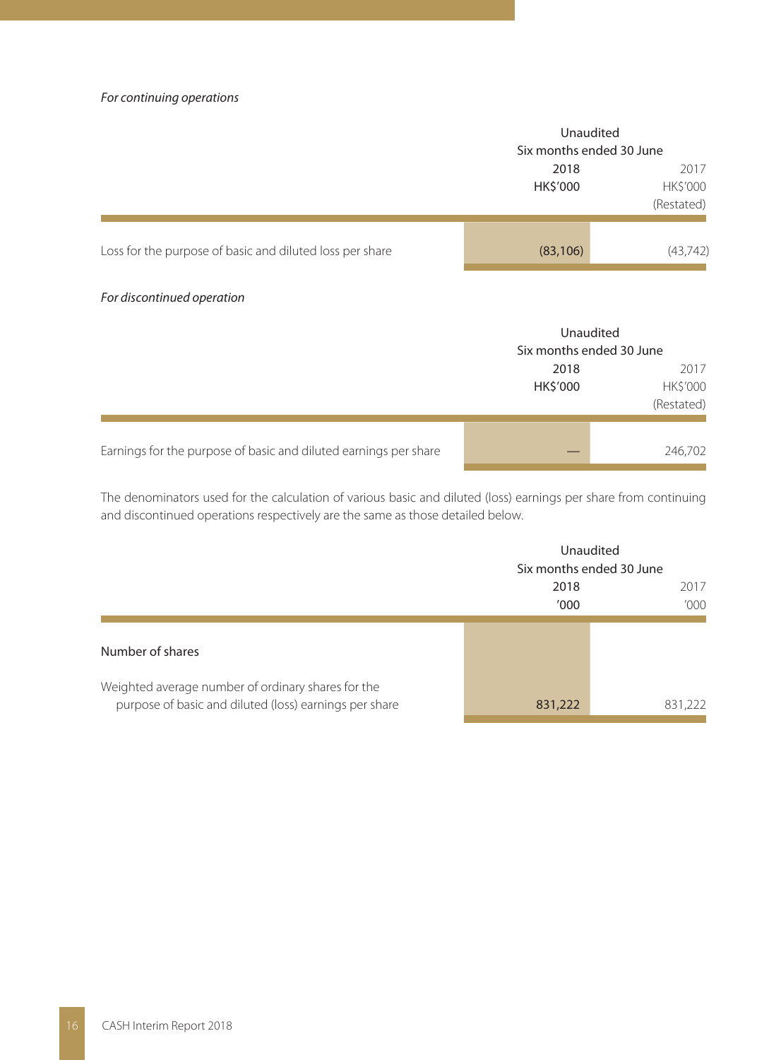*For continuing operations*

| | Unaudited | |
|---|---|---|
| | Six months ended 30 June | |
| | 2018 | 2017 |
| | HK$'000 | HK$'000 |
| | | (Restated) |
| Loss for the purpose of basic and diluted loss per share | (83,106) | (43,742) |

*For discontinued operation*

| | Unaudited | |
|---|---|---|
| | Six months ended 30 June | |
| | 2018 | 2017 |
| | HK$'000 | HK$'000 |
| | | (Restated) |
| Earnings for the purpose of basic and diluted earnings per share | — | 246,702 |

The denominators used for the calculation of various basic and diluted (loss) earnings per share from continuing and discontinued operations respectively are the same as those detailed below.

| | Unaudited | |
|---|---|---|
| | Six months ended 30 June | |
| | 2018 | 2017 |
| | '000 | '000 |
| Number of shares | | |
| Weighted average number of ordinary shares for the purpose of basic and diluted (loss) earnings per share | 831,222 | 831,222 |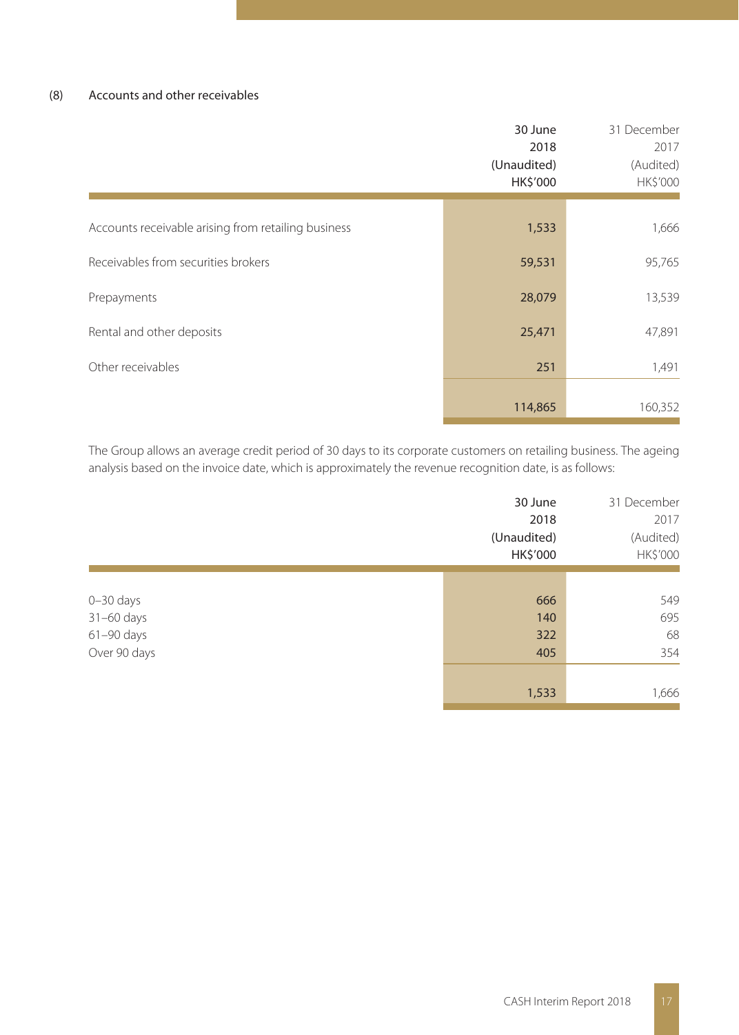## (8) Accounts and other receivables

| | 30 June 2018 (Unaudited) HK$'000 | 31 December 2017 (Audited) HK$'000 |
|---|---|---|
| Accounts receivable arising from retailing business | 1,533 | 1,666 |
| Receivables from securities brokers | 59,531 | 95,765 |
| Prepayments | 28,079 | 13,539 |
| Rental and other deposits | 25,471 | 47,891 |
| Other receivables | 251 | 1,491 |
| | 114,865 | 160,352 |

The Group allows an average credit period of 30 days to its corporate customers on retailing business. The ageing analysis based on the invoice date, which is approximately the revenue recognition date, is as follows:

| | 30 June 2018 (Unaudited) HK$'000 | 31 December 2017 (Audited) HK$'000 |
|---|---|---|
| 0–30 days | 666 | 549 |
| 31–60 days | 140 | 695 |
| 61–90 days | 322 | 68 |
| Over 90 days | 405 | 354 |
| | 1,533 | 1,666 |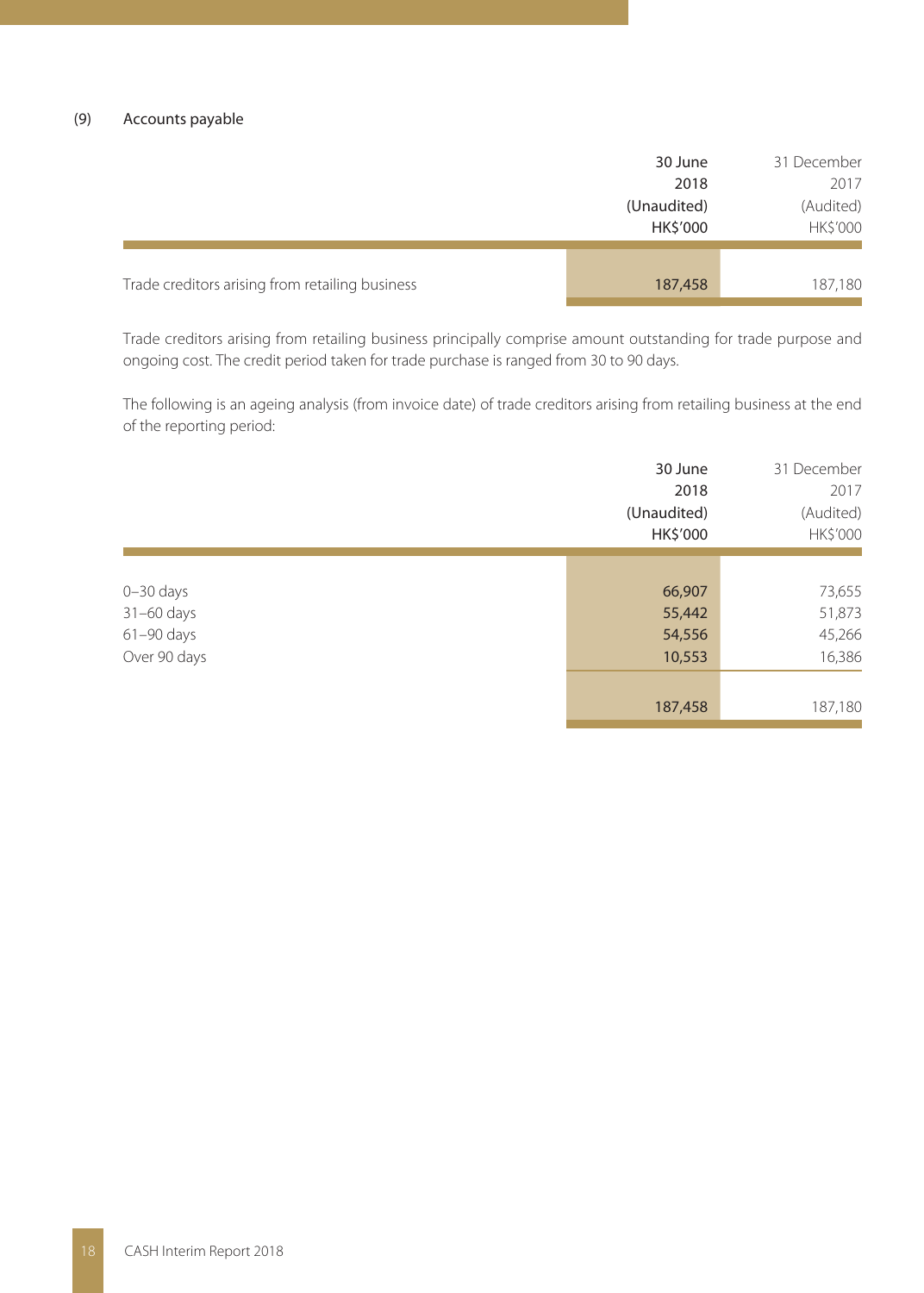### (9) Accounts payable

| | 30 June 2018 (Unaudited) HK$'000 | 31 December 2017 (Audited) HK$'000 |
|---|---|---|
| Trade creditors arising from retailing business | 187,458 | 187,180 |

Trade creditors arising from retailing business principally comprise amount outstanding for trade purpose and ongoing cost. The credit period taken for trade purchase is ranged from 30 to 90 days.

The following is an ageing analysis (from invoice date) of trade creditors arising from retailing business at the end of the reporting period:

| | 30 June 2018 (Unaudited) HK$'000 | 31 December 2017 (Audited) HK$'000 |
|---|---|---|
| 0–30 days | 66,907 | 73,655 |
| 31–60 days | 55,442 | 51,873 |
| 61–90 days | 54,556 | 45,266 |
| Over 90 days | 10,553 | 16,386 |
| | 187,458 | 187,180 |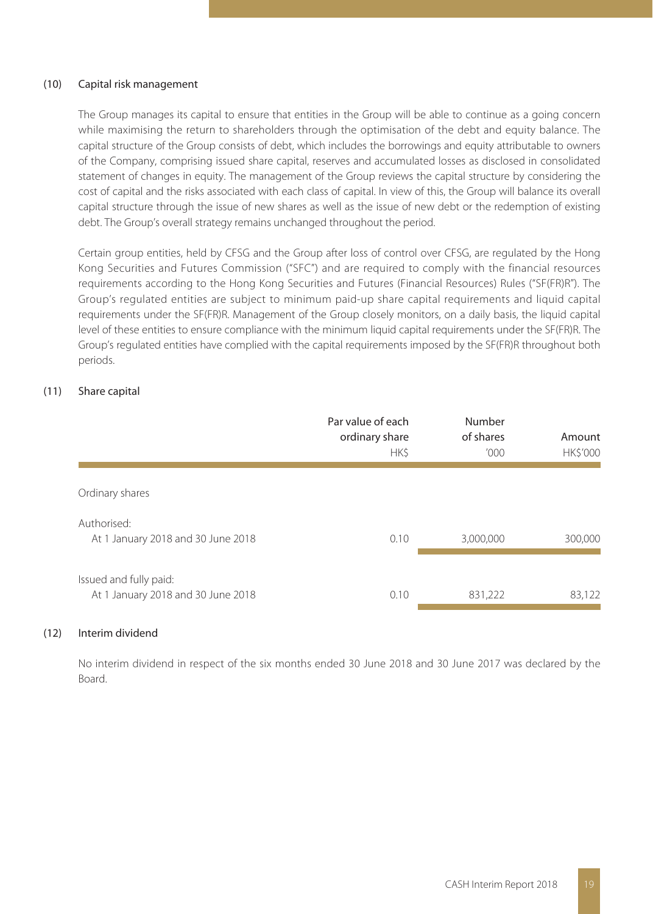## (10) Capital risk management

The Group manages its capital to ensure that entities in the Group will be able to continue as a going concern while maximising the return to shareholders through the optimisation of the debt and equity balance. The capital structure of the Group consists of debt, which includes the borrowings and equity attributable to owners of the Company, comprising issued share capital, reserves and accumulated losses as disclosed in consolidated statement of changes in equity. The management of the Group reviews the capital structure by considering the cost of capital and the risks associated with each class of capital. In view of this, the Group will balance its overall capital structure through the issue of new shares as well as the issue of new debt or the redemption of existing debt. The Group's overall strategy remains unchanged throughout the period.

Certain group entities, held by CFSG and the Group after loss of control over CFSG, are regulated by the Hong Kong Securities and Futures Commission ("SFC") and are required to comply with the financial resources requirements according to the Hong Kong Securities and Futures (Financial Resources) Rules ("SF(FR)R"). The Group's regulated entities are subject to minimum paid-up share capital requirements and liquid capital requirements under the SF(FR)R. Management of the Group closely monitors, on a daily basis, the liquid capital level of these entities to ensure compliance with the minimum liquid capital requirements under the SF(FR)R. The Group's regulated entities have complied with the capital requirements imposed by the SF(FR)R throughout both periods.

## (11) Share capital

| | Par value of each ordinary share HK$ | Number of shares '000 | Amount HK$'000 |
|---|---|---|---|
| Ordinary shares | | | |
| Authorised: | | | |
| At 1 January 2018 and 30 June 2018 | 0.10 | 3,000,000 | 300,000 |
| Issued and fully paid: | | | |
| At 1 January 2018 and 30 June 2018 | 0.10 | 831,222 | 83,122 |

## (12) Interim dividend

No interim dividend in respect of the six months ended 30 June 2018 and 30 June 2017 was declared by the Board.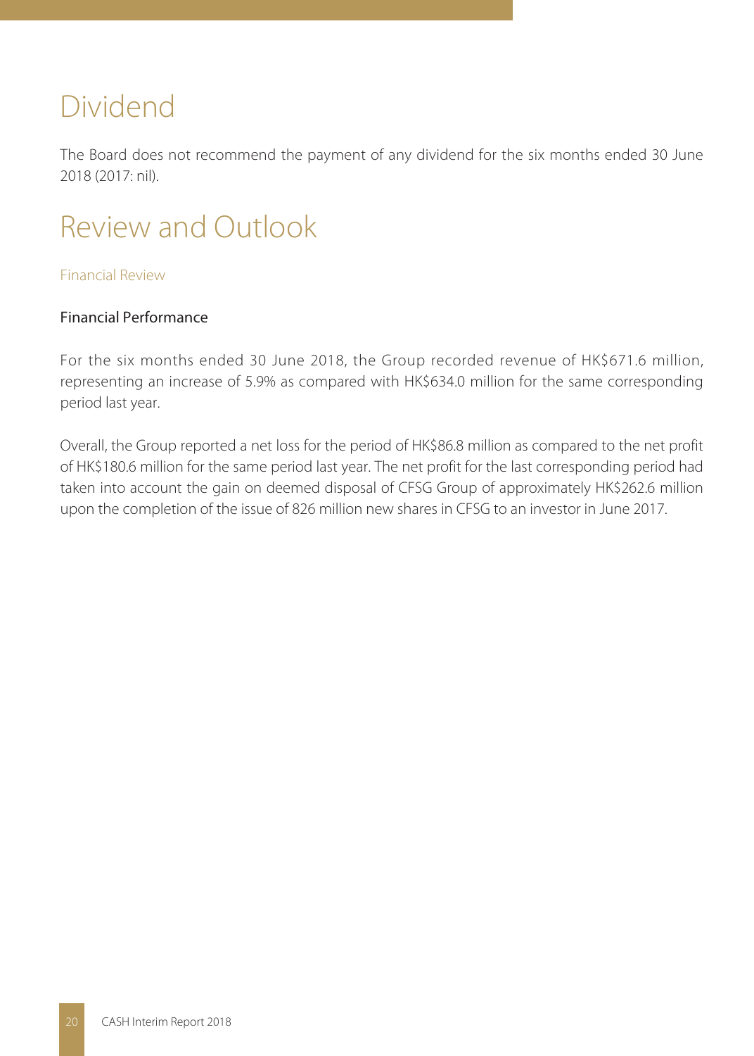# Dividend

The Board does not recommend the payment of any dividend for the six months ended 30 June 2018 (2017: nil).

# Review and Outlook

## Financial Review

### Financial Performance

For the six months ended 30 June 2018, the Group recorded revenue of HK$671.6 million, representing an increase of 5.9% as compared with HK$634.0 million for the same corresponding period last year.

Overall, the Group reported a net loss for the period of HK$86.8 million as compared to the net profit of HK$180.6 million for the same period last year. The net profit for the last corresponding period had taken into account the gain on deemed disposal of CFSG Group of approximately HK$262.6 million upon the completion of the issue of 826 million new shares in CFSG to an investor in June 2017.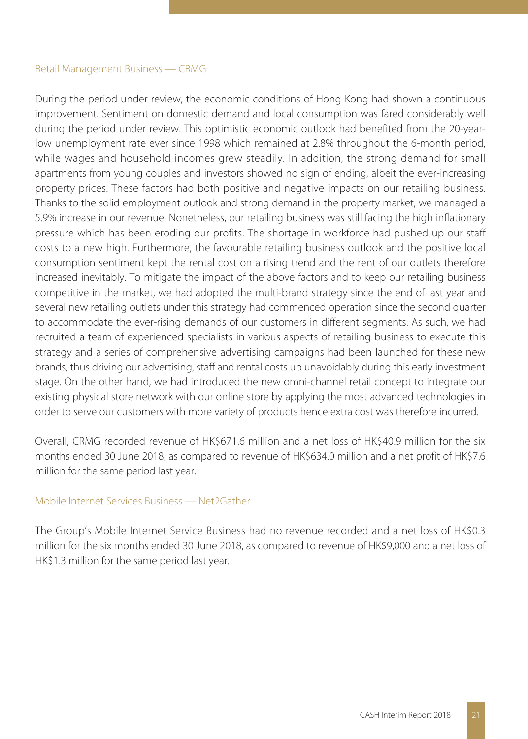### Retail Management Business — CRMG

During the period under review, the economic conditions of Hong Kong had shown a continuous improvement. Sentiment on domestic demand and local consumption was fared considerably well during the period under review. This optimistic economic outlook had benefited from the 20-year-low unemployment rate ever since 1998 which remained at 2.8% throughout the 6-month period, while wages and household incomes grew steadily. In addition, the strong demand for small apartments from young couples and investors showed no sign of ending, albeit the ever-increasing property prices. These factors had both positive and negative impacts on our retailing business. Thanks to the solid employment outlook and strong demand in the property market, we managed a 5.9% increase in our revenue. Nonetheless, our retailing business was still facing the high inflationary pressure which has been eroding our profits. The shortage in workforce had pushed up our staff costs to a new high. Furthermore, the favourable retailing business outlook and the positive local consumption sentiment kept the rental cost on a rising trend and the rent of our outlets therefore increased inevitably. To mitigate the impact of the above factors and to keep our retailing business competitive in the market, we had adopted the multi-brand strategy since the end of last year and several new retailing outlets under this strategy had commenced operation since the second quarter to accommodate the ever-rising demands of our customers in different segments. As such, we had recruited a team of experienced specialists in various aspects of retailing business to execute this strategy and a series of comprehensive advertising campaigns had been launched for these new brands, thus driving our advertising, staff and rental costs up unavoidably during this early investment stage. On the other hand, we had introduced the new omni-channel retail concept to integrate our existing physical store network with our online store by applying the most advanced technologies in order to serve our customers with more variety of products hence extra cost was therefore incurred.

Overall, CRMG recorded revenue of HK$671.6 million and a net loss of HK$40.9 million for the six months ended 30 June 2018, as compared to revenue of HK$634.0 million and a net profit of HK$7.6 million for the same period last year.

### Mobile Internet Services Business — Net2Gather

The Group's Mobile Internet Service Business had no revenue recorded and a net loss of HK$0.3 million for the six months ended 30 June 2018, as compared to revenue of HK$9,000 and a net loss of HK$1.3 million for the same period last year.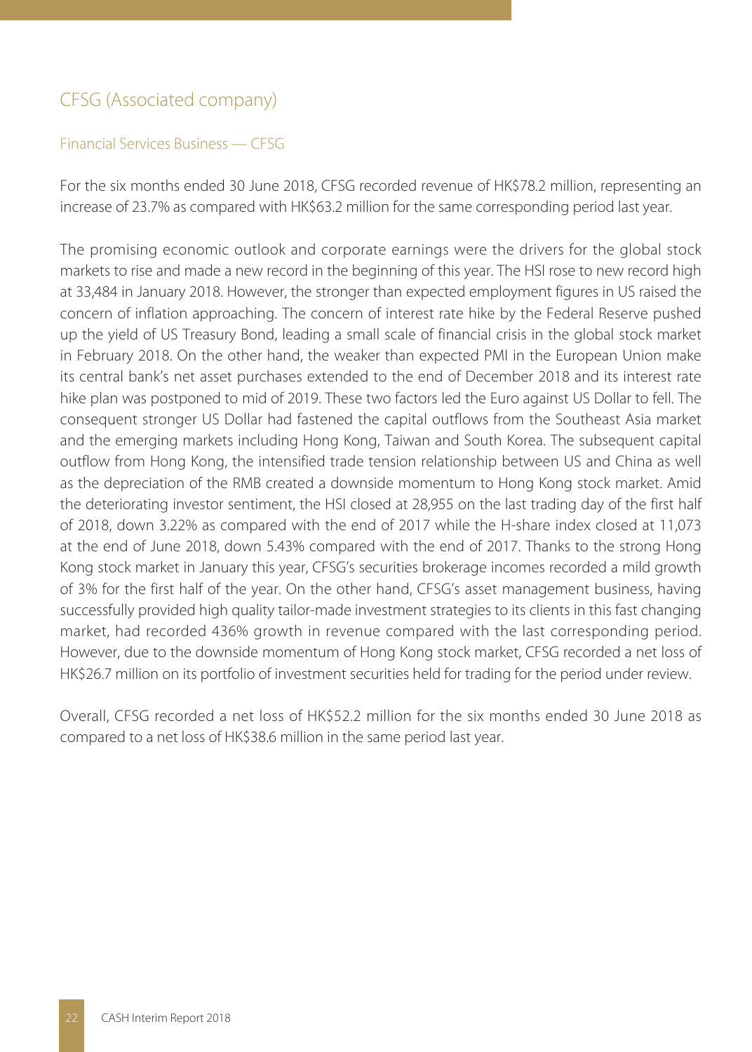## CFSG (Associated company)

### Financial Services Business — CFSG

For the six months ended 30 June 2018, CFSG recorded revenue of HK$78.2 million, representing an increase of 23.7% as compared with HK$63.2 million for the same corresponding period last year.

The promising economic outlook and corporate earnings were the drivers for the global stock markets to rise and made a new record in the beginning of this year. The HSI rose to new record high at 33,484 in January 2018. However, the stronger than expected employment figures in US raised the concern of inflation approaching. The concern of interest rate hike by the Federal Reserve pushed up the yield of US Treasury Bond, leading a small scale of financial crisis in the global stock market in February 2018. On the other hand, the weaker than expected PMI in the European Union make its central bank's net asset purchases extended to the end of December 2018 and its interest rate hike plan was postponed to mid of 2019. These two factors led the Euro against US Dollar to fell. The consequent stronger US Dollar had fastened the capital outflows from the Southeast Asia market and the emerging markets including Hong Kong, Taiwan and South Korea. The subsequent capital outflow from Hong Kong, the intensified trade tension relationship between US and China as well as the depreciation of the RMB created a downside momentum to Hong Kong stock market. Amid the deteriorating investor sentiment, the HSI closed at 28,955 on the last trading day of the first half of 2018, down 3.22% as compared with the end of 2017 while the H-share index closed at 11,073 at the end of June 2018, down 5.43% compared with the end of 2017. Thanks to the strong Hong Kong stock market in January this year, CFSG's securities brokerage incomes recorded a mild growth of 3% for the first half of the year. On the other hand, CFSG's asset management business, having successfully provided high quality tailor-made investment strategies to its clients in this fast changing market, had recorded 436% growth in revenue compared with the last corresponding period. However, due to the downside momentum of Hong Kong stock market, CFSG recorded a net loss of HK$26.7 million on its portfolio of investment securities held for trading for the period under review.

Overall, CFSG recorded a net loss of HK$52.2 million for the six months ended 30 June 2018 as compared to a net loss of HK$38.6 million in the same period last year.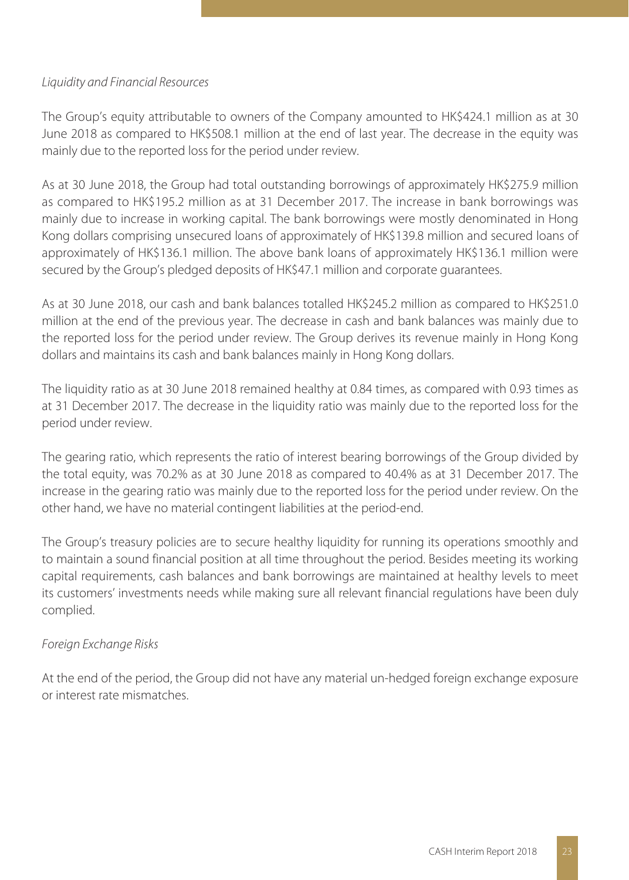*Liquidity and Financial Resources*

The Group's equity attributable to owners of the Company amounted to HK$424.1 million as at 30 June 2018 as compared to HK$508.1 million at the end of last year. The decrease in the equity was mainly due to the reported loss for the period under review.

As at 30 June 2018, the Group had total outstanding borrowings of approximately HK$275.9 million as compared to HK$195.2 million as at 31 December 2017. The increase in bank borrowings was mainly due to increase in working capital. The bank borrowings were mostly denominated in Hong Kong dollars comprising unsecured loans of approximately of HK$139.8 million and secured loans of approximately of HK$136.1 million. The above bank loans of approximately HK$136.1 million were secured by the Group's pledged deposits of HK$47.1 million and corporate guarantees.

As at 30 June 2018, our cash and bank balances totalled HK$245.2 million as compared to HK$251.0 million at the end of the previous year. The decrease in cash and bank balances was mainly due to the reported loss for the period under review. The Group derives its revenue mainly in Hong Kong dollars and maintains its cash and bank balances mainly in Hong Kong dollars.

The liquidity ratio as at 30 June 2018 remained healthy at 0.84 times, as compared with 0.93 times as at 31 December 2017. The decrease in the liquidity ratio was mainly due to the reported loss for the period under review.

The gearing ratio, which represents the ratio of interest bearing borrowings of the Group divided by the total equity, was 70.2% as at 30 June 2018 as compared to 40.4% as at 31 December 2017. The increase in the gearing ratio was mainly due to the reported loss for the period under review. On the other hand, we have no material contingent liabilities at the period-end.

The Group's treasury policies are to secure healthy liquidity for running its operations smoothly and to maintain a sound financial position at all time throughout the period. Besides meeting its working capital requirements, cash balances and bank borrowings are maintained at healthy levels to meet its customers' investments needs while making sure all relevant financial regulations have been duly complied.

*Foreign Exchange Risks*

At the end of the period, the Group did not have any material un-hedged foreign exchange exposure or interest rate mismatches.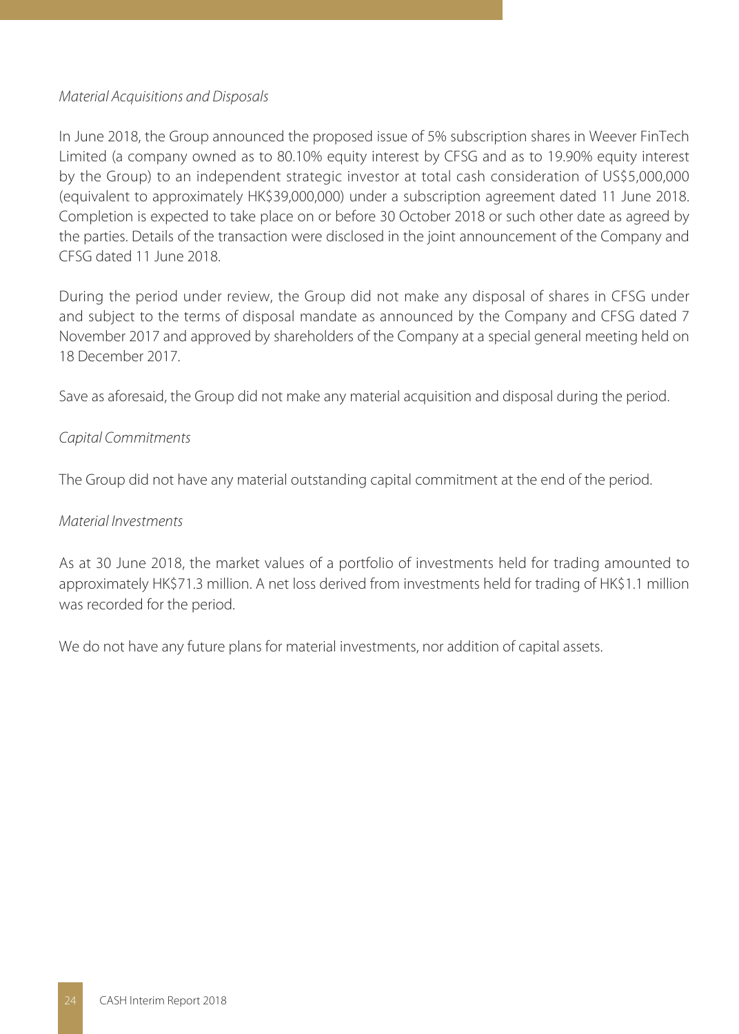*Material Acquisitions and Disposals*

In June 2018, the Group announced the proposed issue of 5% subscription shares in Weever FinTech Limited (a company owned as to 80.10% equity interest by CFSG and as to 19.90% equity interest by the Group) to an independent strategic investor at total cash consideration of US$5,000,000 (equivalent to approximately HK$39,000,000) under a subscription agreement dated 11 June 2018. Completion is expected to take place on or before 30 October 2018 or such other date as agreed by the parties. Details of the transaction were disclosed in the joint announcement of the Company and CFSG dated 11 June 2018.

During the period under review, the Group did not make any disposal of shares in CFSG under and subject to the terms of disposal mandate as announced by the Company and CFSG dated 7 November 2017 and approved by shareholders of the Company at a special general meeting held on 18 December 2017.

Save as aforesaid, the Group did not make any material acquisition and disposal during the period.

*Capital Commitments*

The Group did not have any material outstanding capital commitment at the end of the period.

*Material Investments*

As at 30 June 2018, the market values of a portfolio of investments held for trading amounted to approximately HK$71.3 million. A net loss derived from investments held for trading of HK$1.1 million was recorded for the period.

We do not have any future plans for material investments, nor addition of capital assets.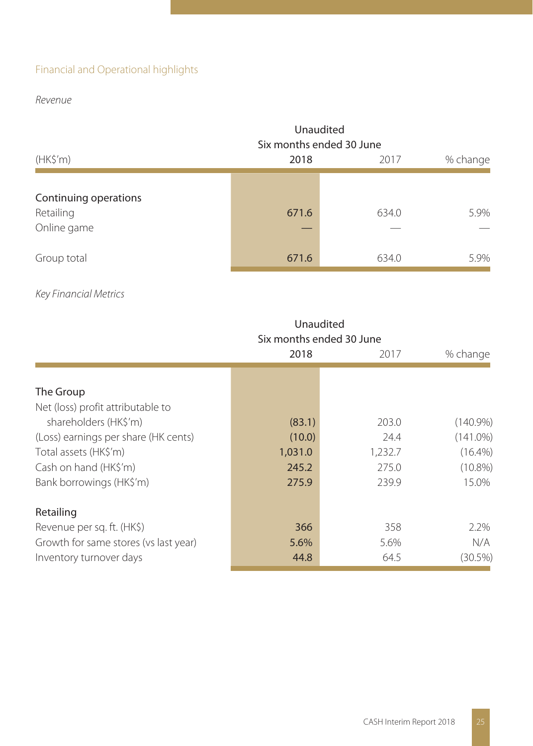## Financial and Operational highlights

*Revenue*

| (HK$'m) | Unaudited Six months ended 30 June 2018 | 2017 | % change |
|---|---|---|---|
| **Continuing operations** | | | |
| Retailing | **671.6** | 634.0 | 5.9% |
| Online game | **—** | — | — |
| Group total | **671.6** | 634.0 | 5.9% |

*Key Financial Metrics*

| | Unaudited Six months ended 30 June 2018 | 2017 | % change |
|---|---|---|---|
| **The Group** | | | |
| Net (loss) profit attributable to shareholders (HK$'m) | **(83.1)** | 203.0 | (140.9%) |
| (Loss) earnings per share (HK cents) | **(10.0)** | 24.4 | (141.0%) |
| Total assets (HK$'m) | **1,031.0** | 1,232.7 | (16.4%) |
| Cash on hand (HK$'m) | **245.2** | 275.0 | (10.8%) |
| Bank borrowings (HK$'m) | **275.9** | 239.9 | 15.0% |
| **Retailing** | | | |
| Revenue per sq. ft. (HK$) | **366** | 358 | 2.2% |
| Growth for same stores (vs last year) | **5.6%** | 5.6% | N/A |
| Inventory turnover days | **44.8** | 64.5 | (30.5%) |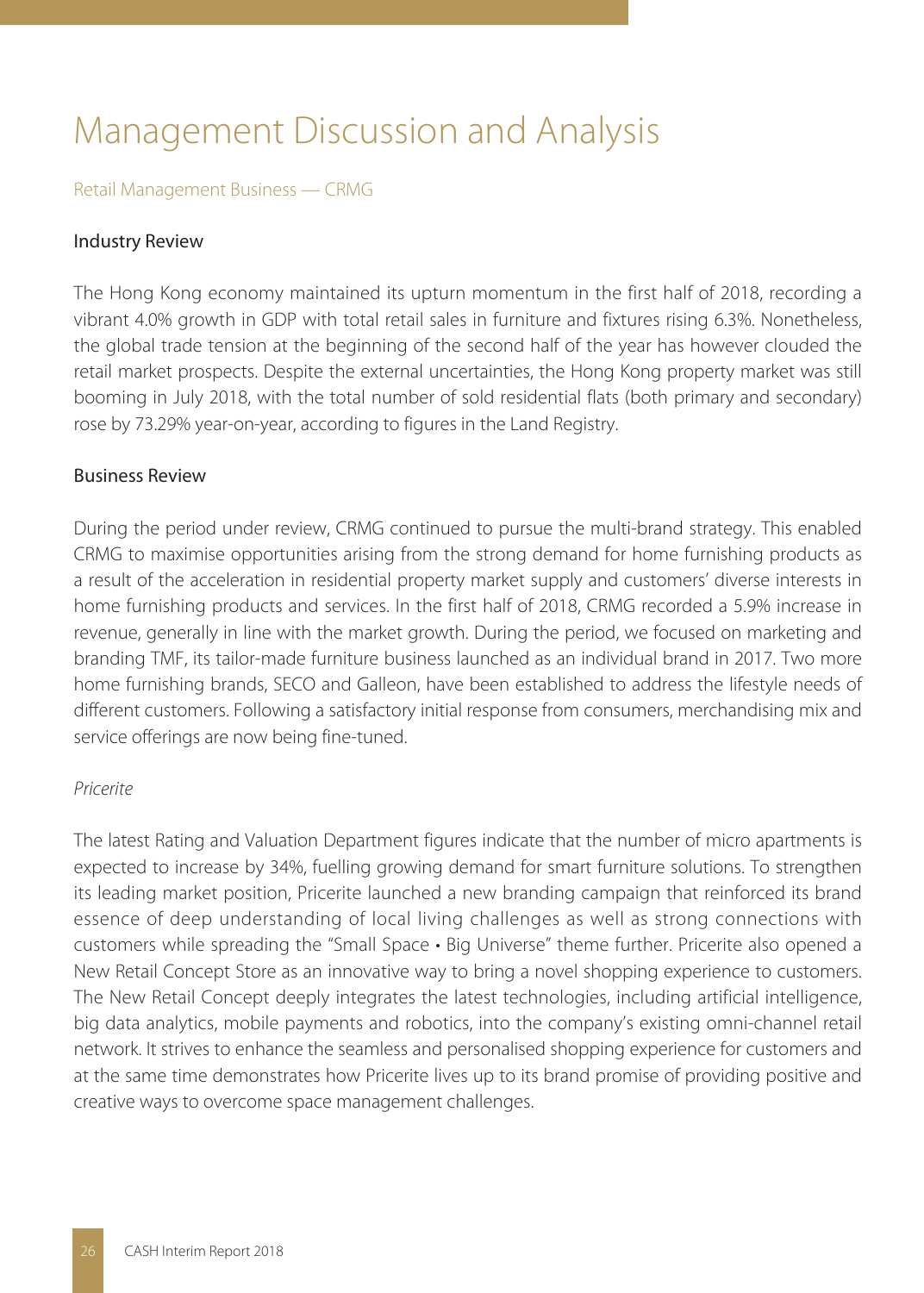# Management Discussion and Analysis

## Retail Management Business — CRMG

### Industry Review

The Hong Kong economy maintained its upturn momentum in the first half of 2018, recording a vibrant 4.0% growth in GDP with total retail sales in furniture and fixtures rising 6.3%. Nonetheless, the global trade tension at the beginning of the second half of the year has however clouded the retail market prospects. Despite the external uncertainties, the Hong Kong property market was still booming in July 2018, with the total number of sold residential flats (both primary and secondary) rose by 73.29% year-on-year, according to figures in the Land Registry.

### Business Review

During the period under review, CRMG continued to pursue the multi-brand strategy. This enabled CRMG to maximise opportunities arising from the strong demand for home furnishing products as a result of the acceleration in residential property market supply and customers' diverse interests in home furnishing products and services. In the first half of 2018, CRMG recorded a 5.9% increase in revenue, generally in line with the market growth. During the period, we focused on marketing and branding TMF, its tailor-made furniture business launched as an individual brand in 2017. Two more home furnishing brands, SECO and Galleon, have been established to address the lifestyle needs of different customers. Following a satisfactory initial response from consumers, merchandising mix and service offerings are now being fine-tuned.

*Pricerite*

The latest Rating and Valuation Department figures indicate that the number of micro apartments is expected to increase by 34%, fuelling growing demand for smart furniture solutions. To strengthen its leading market position, Pricerite launched a new branding campaign that reinforced its brand essence of deep understanding of local living challenges as well as strong connections with customers while spreading the "Small Space • Big Universe" theme further. Pricerite also opened a New Retail Concept Store as an innovative way to bring a novel shopping experience to customers. The New Retail Concept deeply integrates the latest technologies, including artificial intelligence, big data analytics, mobile payments and robotics, into the company's existing omni-channel retail network. It strives to enhance the seamless and personalised shopping experience for customers and at the same time demonstrates how Pricerite lives up to its brand promise of providing positive and creative ways to overcome space management challenges.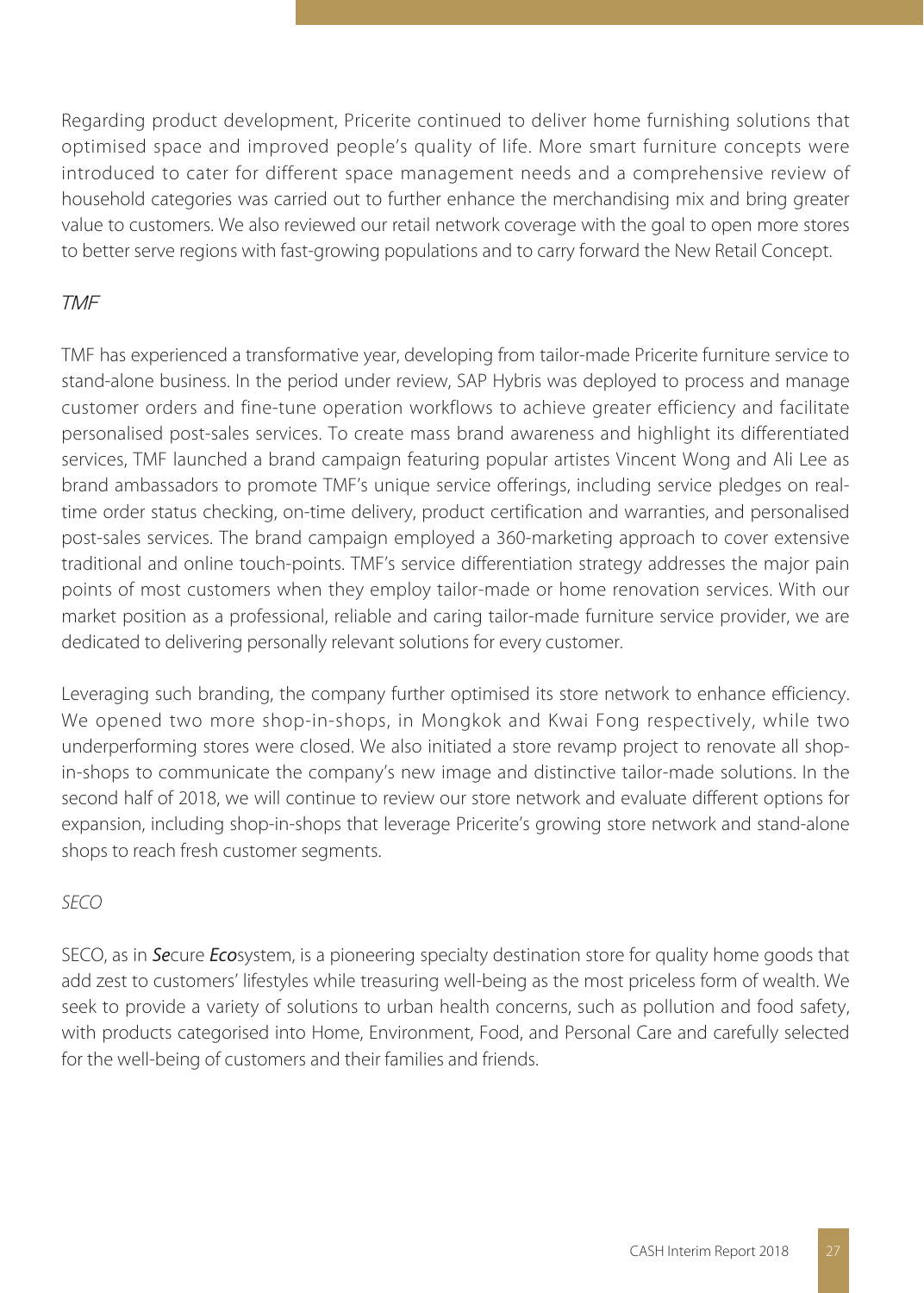Regarding product development, Pricerite continued to deliver home furnishing solutions that optimised space and improved people's quality of life. More smart furniture concepts were introduced to cater for different space management needs and a comprehensive review of household categories was carried out to further enhance the merchandising mix and bring greater value to customers. We also reviewed our retail network coverage with the goal to open more stores to better serve regions with fast-growing populations and to carry forward the New Retail Concept.

*TMF*

TMF has experienced a transformative year, developing from tailor-made Pricerite furniture service to stand-alone business. In the period under review, SAP Hybris was deployed to process and manage customer orders and fine-tune operation workflows to achieve greater efficiency and facilitate personalised post-sales services. To create mass brand awareness and highlight its differentiated services, TMF launched a brand campaign featuring popular artistes Vincent Wong and Ali Lee as brand ambassadors to promote TMF's unique service offerings, including service pledges on real-time order status checking, on-time delivery, product certification and warranties, and personalised post-sales services. The brand campaign employed a 360-marketing approach to cover extensive traditional and online touch-points. TMF's service differentiation strategy addresses the major pain points of most customers when they employ tailor-made or home renovation services. With our market position as a professional, reliable and caring tailor-made furniture service provider, we are dedicated to delivering personally relevant solutions for every customer.

Leveraging such branding, the company further optimised its store network to enhance efficiency. We opened two more shop-in-shops, in Mongkok and Kwai Fong respectively, while two underperforming stores were closed. We also initiated a store revamp project to renovate all shop-in-shops to communicate the company's new image and distinctive tailor-made solutions. In the second half of 2018, we will continue to review our store network and evaluate different options for expansion, including shop-in-shops that leverage Pricerite's growing store network and stand-alone shops to reach fresh customer segments.

*SECO*

SECO, as in ***Se***cure ***Eco***system, is a pioneering specialty destination store for quality home goods that add zest to customers' lifestyles while treasuring well-being as the most priceless form of wealth. We seek to provide a variety of solutions to urban health concerns, such as pollution and food safety, with products categorised into Home, Environment, Food, and Personal Care and carefully selected for the well-being of customers and their families and friends.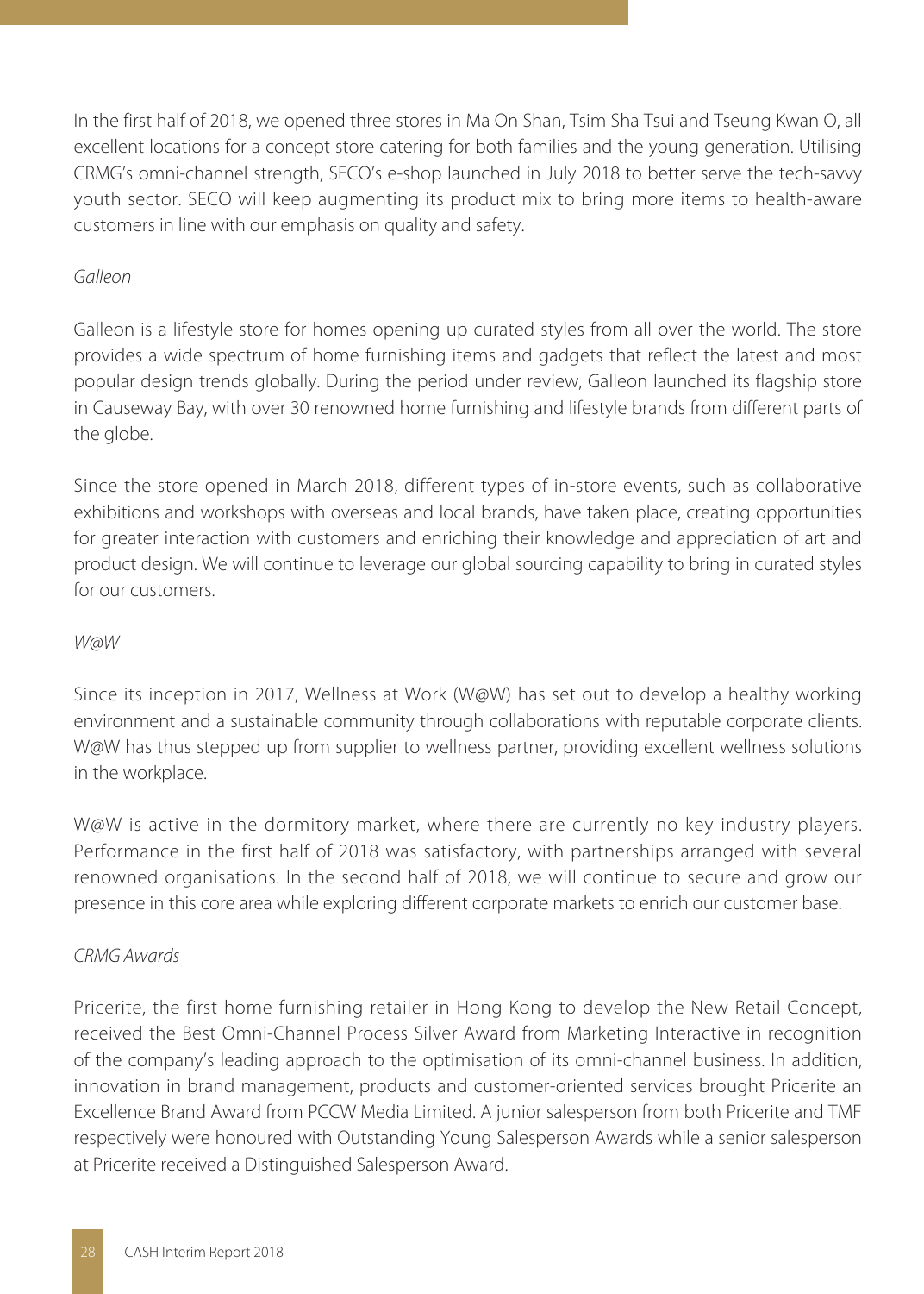In the first half of 2018, we opened three stores in Ma On Shan, Tsim Sha Tsui and Tseung Kwan O, all excellent locations for a concept store catering for both families and the young generation. Utilising CRMG's omni-channel strength, SECO's e-shop launched in July 2018 to better serve the tech-savvy youth sector. SECO will keep augmenting its product mix to bring more items to health-aware customers in line with our emphasis on quality and safety.

*Galleon*

Galleon is a lifestyle store for homes opening up curated styles from all over the world. The store provides a wide spectrum of home furnishing items and gadgets that reflect the latest and most popular design trends globally. During the period under review, Galleon launched its flagship store in Causeway Bay, with over 30 renowned home furnishing and lifestyle brands from different parts of the globe.

Since the store opened in March 2018, different types of in-store events, such as collaborative exhibitions and workshops with overseas and local brands, have taken place, creating opportunities for greater interaction with customers and enriching their knowledge and appreciation of art and product design. We will continue to leverage our global sourcing capability to bring in curated styles for our customers.

*W@W*

Since its inception in 2017, Wellness at Work (W@W) has set out to develop a healthy working environment and a sustainable community through collaborations with reputable corporate clients. W@W has thus stepped up from supplier to wellness partner, providing excellent wellness solutions in the workplace.

W@W is active in the dormitory market, where there are currently no key industry players. Performance in the first half of 2018 was satisfactory, with partnerships arranged with several renowned organisations. In the second half of 2018, we will continue to secure and grow our presence in this core area while exploring different corporate markets to enrich our customer base.

*CRMG Awards*

Pricerite, the first home furnishing retailer in Hong Kong to develop the New Retail Concept, received the Best Omni-Channel Process Silver Award from Marketing Interactive in recognition of the company's leading approach to the optimisation of its omni-channel business. In addition, innovation in brand management, products and customer-oriented services brought Pricerite an Excellence Brand Award from PCCW Media Limited. A junior salesperson from both Pricerite and TMF respectively were honoured with Outstanding Young Salesperson Awards while a senior salesperson at Pricerite received a Distinguished Salesperson Award.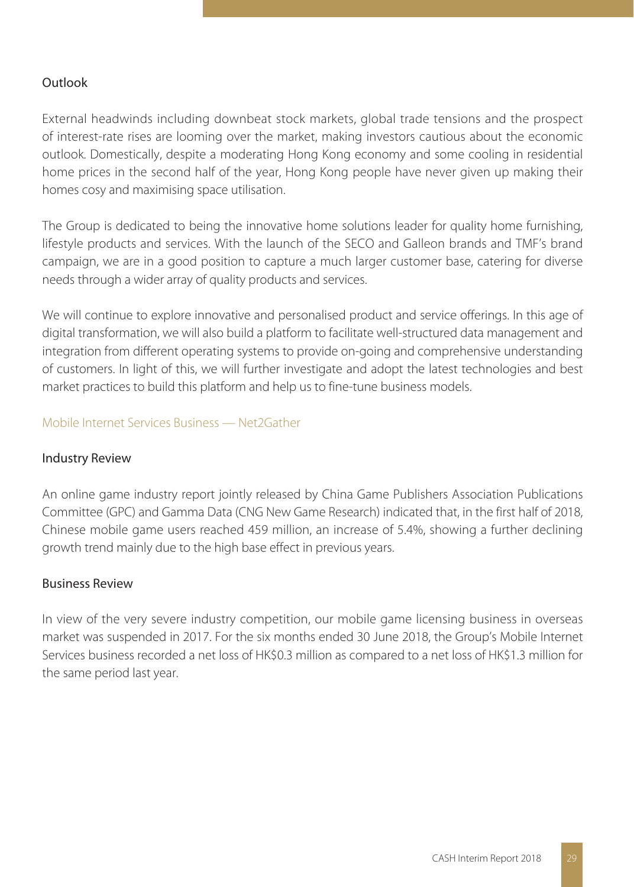### Outlook

External headwinds including downbeat stock markets, global trade tensions and the prospect of interest-rate rises are looming over the market, making investors cautious about the economic outlook. Domestically, despite a moderating Hong Kong economy and some cooling in residential home prices in the second half of the year, Hong Kong people have never given up making their homes cosy and maximising space utilisation.

The Group is dedicated to being the innovative home solutions leader for quality home furnishing, lifestyle products and services. With the launch of the SECO and Galleon brands and TMF's brand campaign, we are in a good position to capture a much larger customer base, catering for diverse needs through a wider array of quality products and services.

We will continue to explore innovative and personalised product and service offerings. In this age of digital transformation, we will also build a platform to facilitate well-structured data management and integration from different operating systems to provide on-going and comprehensive understanding of customers. In light of this, we will further investigate and adopt the latest technologies and best market practices to build this platform and help us to fine-tune business models.

## Mobile Internet Services Business — Net2Gather

### Industry Review

An online game industry report jointly released by China Game Publishers Association Publications Committee (GPC) and Gamma Data (CNG New Game Research) indicated that, in the first half of 2018, Chinese mobile game users reached 459 million, an increase of 5.4%, showing a further declining growth trend mainly due to the high base effect in previous years.

### Business Review

In view of the very severe industry competition, our mobile game licensing business in overseas market was suspended in 2017. For the six months ended 30 June 2018, the Group's Mobile Internet Services business recorded a net loss of HK$0.3 million as compared to a net loss of HK$1.3 million for the same period last year.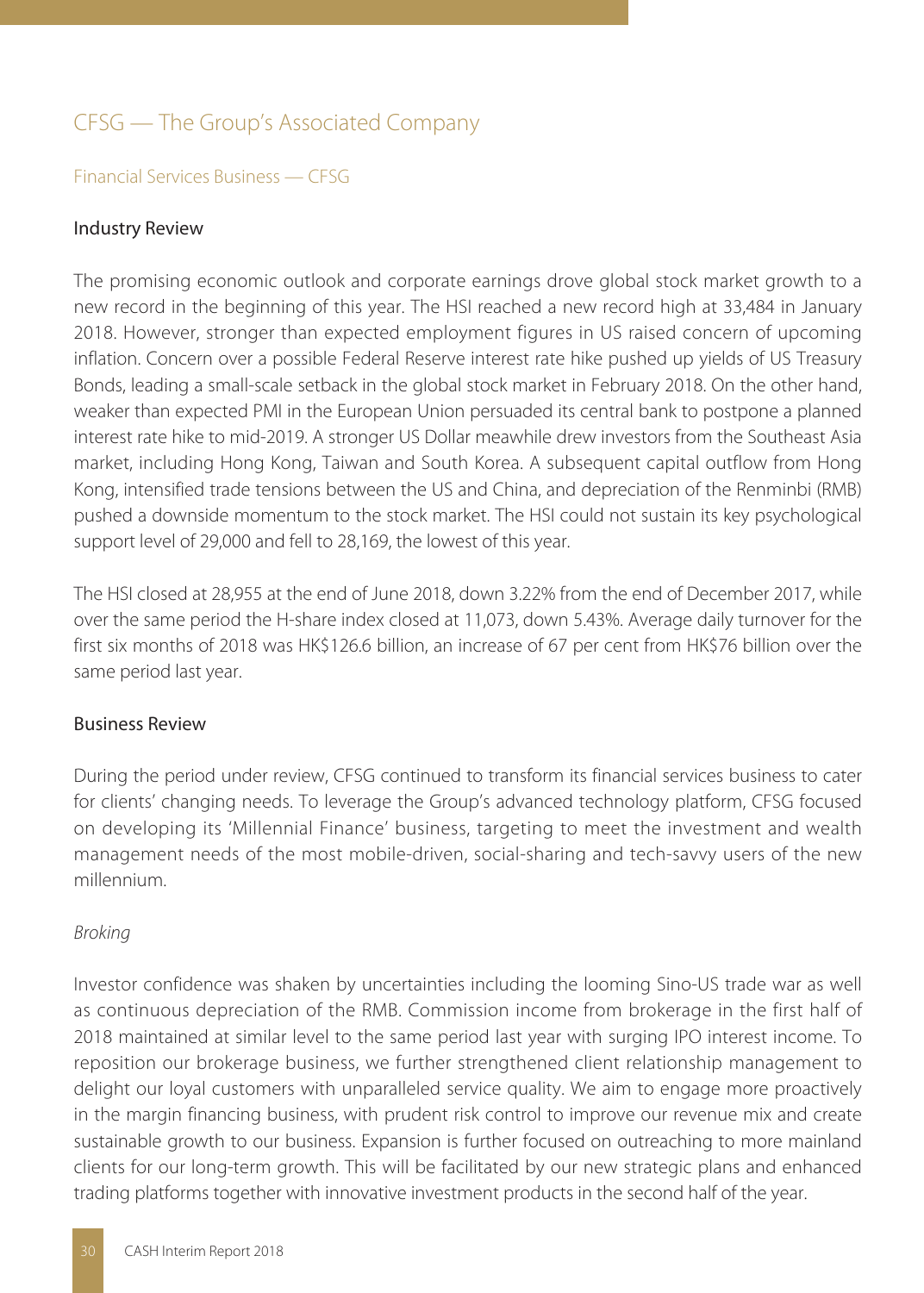# CFSG — The Group's Associated Company

## Financial Services Business — CFSG

### Industry Review

The promising economic outlook and corporate earnings drove global stock market growth to a new record in the beginning of this year. The HSI reached a new record high at 33,484 in January 2018. However, stronger than expected employment figures in US raised concern of upcoming inflation. Concern over a possible Federal Reserve interest rate hike pushed up yields of US Treasury Bonds, leading a small-scale setback in the global stock market in February 2018. On the other hand, weaker than expected PMI in the European Union persuaded its central bank to postpone a planned interest rate hike to mid-2019. A stronger US Dollar meawhile drew investors from the Southeast Asia market, including Hong Kong, Taiwan and South Korea. A subsequent capital outflow from Hong Kong, intensified trade tensions between the US and China, and depreciation of the Renminbi (RMB) pushed a downside momentum to the stock market. The HSI could not sustain its key psychological support level of 29,000 and fell to 28,169, the lowest of this year.

The HSI closed at 28,955 at the end of June 2018, down 3.22% from the end of December 2017, while over the same period the H-share index closed at 11,073, down 5.43%. Average daily turnover for the first six months of 2018 was HK$126.6 billion, an increase of 67 per cent from HK$76 billion over the same period last year.

### Business Review

During the period under review, CFSG continued to transform its financial services business to cater for clients' changing needs. To leverage the Group's advanced technology platform, CFSG focused on developing its 'Millennial Finance' business, targeting to meet the investment and wealth management needs of the most mobile-driven, social-sharing and tech-savvy users of the new millennium.

*Broking*

Investor confidence was shaken by uncertainties including the looming Sino-US trade war as well as continuous depreciation of the RMB. Commission income from brokerage in the first half of 2018 maintained at similar level to the same period last year with surging IPO interest income. To reposition our brokerage business, we further strengthened client relationship management to delight our loyal customers with unparalleled service quality. We aim to engage more proactively in the margin financing business, with prudent risk control to improve our revenue mix and create sustainable growth to our business. Expansion is further focused on outreaching to more mainland clients for our long-term growth. This will be facilitated by our new strategic plans and enhanced trading platforms together with innovative investment products in the second half of the year.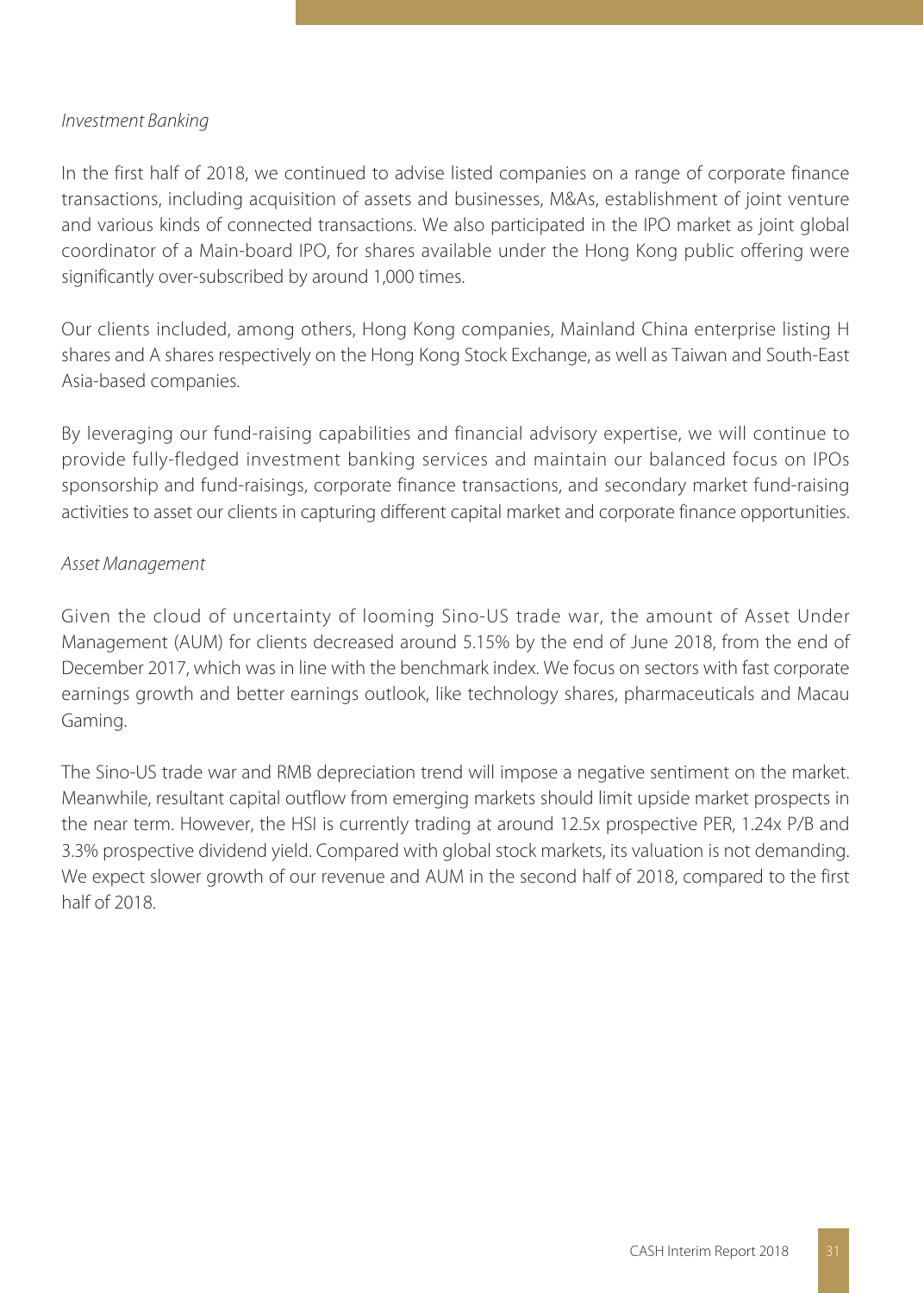*Investment Banking*

In the first half of 2018, we continued to advise listed companies on a range of corporate finance transactions, including acquisition of assets and businesses, M&As, establishment of joint venture and various kinds of connected transactions. We also participated in the IPO market as joint global coordinator of a Main-board IPO, for shares available under the Hong Kong public offering were significantly over-subscribed by around 1,000 times.

Our clients included, among others, Hong Kong companies, Mainland China enterprise listing H shares and A shares respectively on the Hong Kong Stock Exchange, as well as Taiwan and South-East Asia-based companies.

By leveraging our fund-raising capabilities and financial advisory expertise, we will continue to provide fully-fledged investment banking services and maintain our balanced focus on IPOs sponsorship and fund-raisings, corporate finance transactions, and secondary market fund-raising activities to asset our clients in capturing different capital market and corporate finance opportunities.

*Asset Management*

Given the cloud of uncertainty of looming Sino-US trade war, the amount of Asset Under Management (AUM) for clients decreased around 5.15% by the end of June 2018, from the end of December 2017, which was in line with the benchmark index. We focus on sectors with fast corporate earnings growth and better earnings outlook, like technology shares, pharmaceuticals and Macau Gaming.

The Sino-US trade war and RMB depreciation trend will impose a negative sentiment on the market. Meanwhile, resultant capital outflow from emerging markets should limit upside market prospects in the near term. However, the HSI is currently trading at around 12.5x prospective PER, 1.24x P/B and 3.3% prospective dividend yield. Compared with global stock markets, its valuation is not demanding. We expect slower growth of our revenue and AUM in the second half of 2018, compared to the first half of 2018.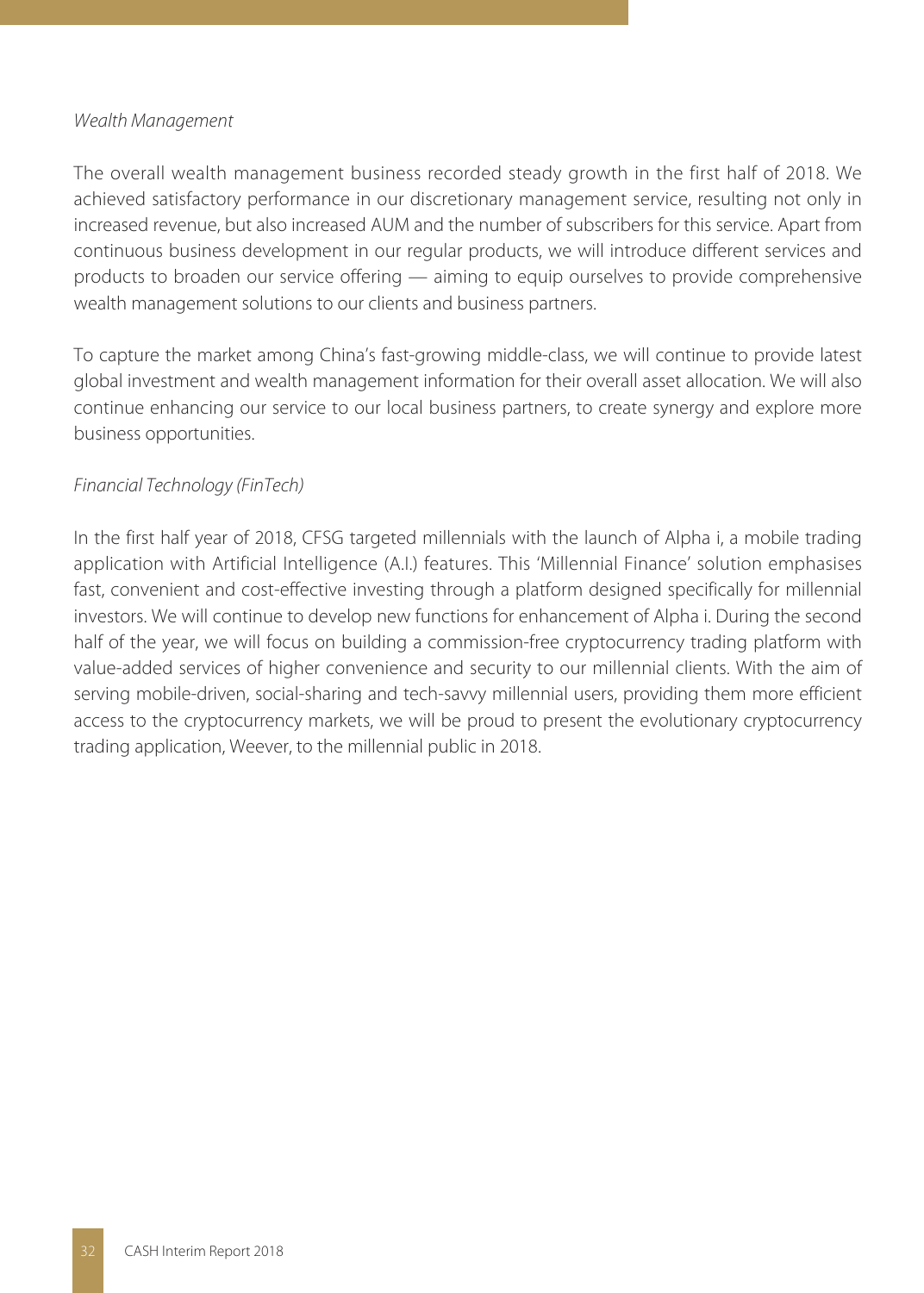*Wealth Management*

The overall wealth management business recorded steady growth in the first half of 2018. We achieved satisfactory performance in our discretionary management service, resulting not only in increased revenue, but also increased AUM and the number of subscribers for this service. Apart from continuous business development in our regular products, we will introduce different services and products to broaden our service offering — aiming to equip ourselves to provide comprehensive wealth management solutions to our clients and business partners.

To capture the market among China's fast-growing middle-class, we will continue to provide latest global investment and wealth management information for their overall asset allocation. We will also continue enhancing our service to our local business partners, to create synergy and explore more business opportunities.

*Financial Technology (FinTech)*

In the first half year of 2018, CFSG targeted millennials with the launch of Alpha i, a mobile trading application with Artificial Intelligence (A.I.) features. This 'Millennial Finance' solution emphasises fast, convenient and cost-effective investing through a platform designed specifically for millennial investors. We will continue to develop new functions for enhancement of Alpha i. During the second half of the year, we will focus on building a commission-free cryptocurrency trading platform with value-added services of higher convenience and security to our millennial clients. With the aim of serving mobile-driven, social-sharing and tech-savvy millennial users, providing them more efficient access to the cryptocurrency markets, we will be proud to present the evolutionary cryptocurrency trading application, Weever, to the millennial public in 2018.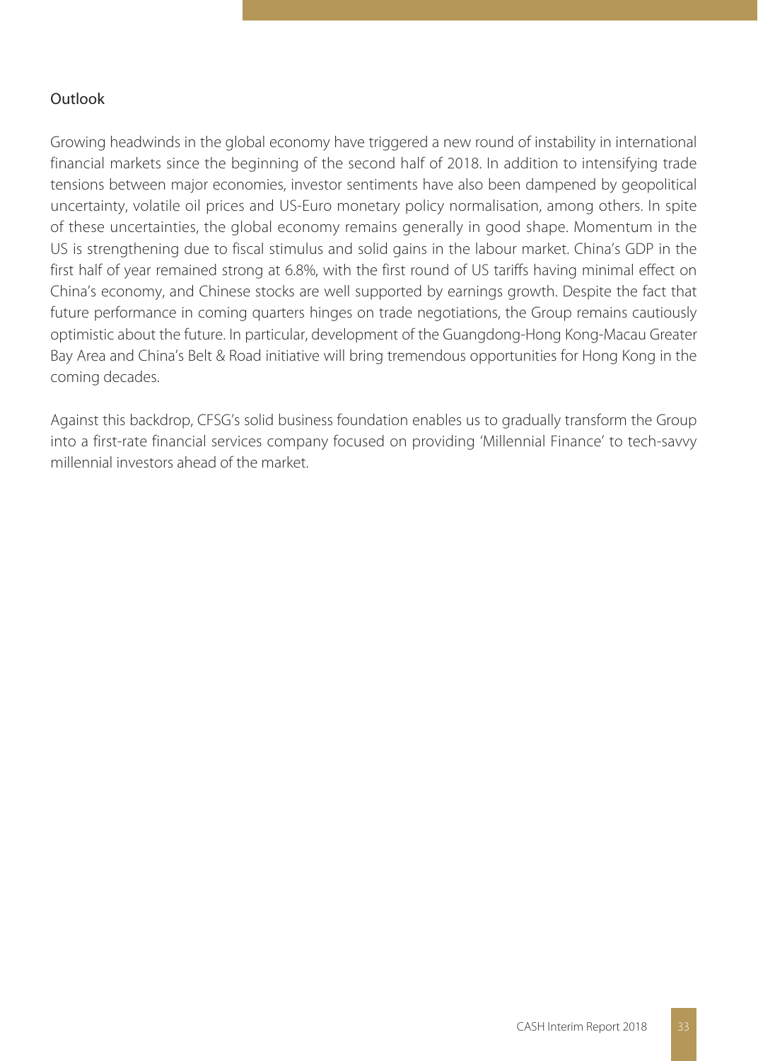## Outlook

Growing headwinds in the global economy have triggered a new round of instability in international financial markets since the beginning of the second half of 2018. In addition to intensifying trade tensions between major economies, investor sentiments have also been dampened by geopolitical uncertainty, volatile oil prices and US-Euro monetary policy normalisation, among others. In spite of these uncertainties, the global economy remains generally in good shape. Momentum in the US is strengthening due to fiscal stimulus and solid gains in the labour market. China's GDP in the first half of year remained strong at 6.8%, with the first round of US tariffs having minimal effect on China's economy, and Chinese stocks are well supported by earnings growth. Despite the fact that future performance in coming quarters hinges on trade negotiations, the Group remains cautiously optimistic about the future. In particular, development of the Guangdong-Hong Kong-Macau Greater Bay Area and China's Belt & Road initiative will bring tremendous opportunities for Hong Kong in the coming decades.

Against this backdrop, CFSG's solid business foundation enables us to gradually transform the Group into a first-rate financial services company focused on providing 'Millennial Finance' to tech-savvy millennial investors ahead of the market.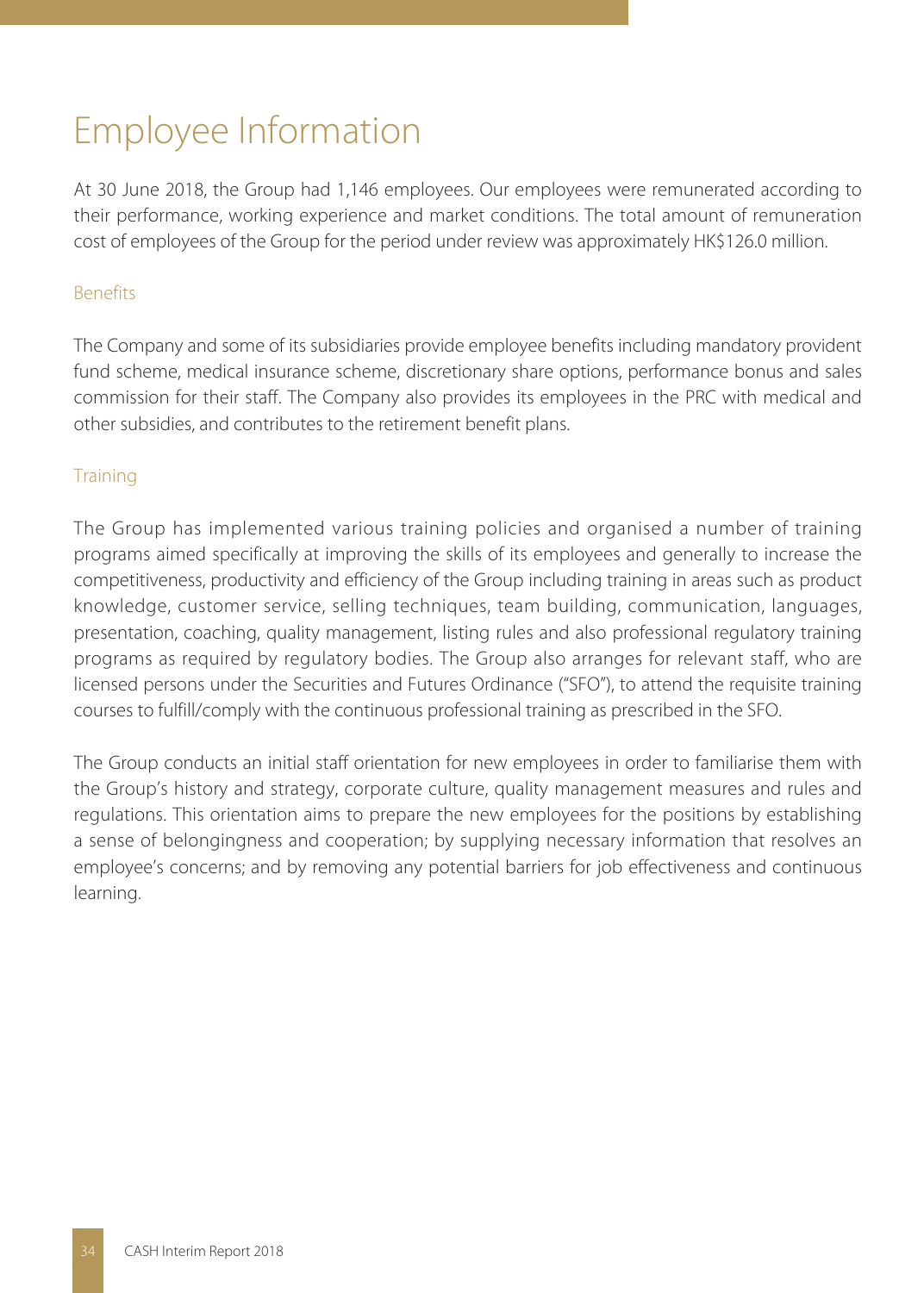# Employee Information

At 30 June 2018, the Group had 1,146 employees. Our employees were remunerated according to their performance, working experience and market conditions. The total amount of remuneration cost of employees of the Group for the period under review was approximately HK$126.0 million.

## Benefits

The Company and some of its subsidiaries provide employee benefits including mandatory provident fund scheme, medical insurance scheme, discretionary share options, performance bonus and sales commission for their staff. The Company also provides its employees in the PRC with medical and other subsidies, and contributes to the retirement benefit plans.

## Training

The Group has implemented various training policies and organised a number of training programs aimed specifically at improving the skills of its employees and generally to increase the competitiveness, productivity and efficiency of the Group including training in areas such as product knowledge, customer service, selling techniques, team building, communication, languages, presentation, coaching, quality management, listing rules and also professional regulatory training programs as required by regulatory bodies. The Group also arranges for relevant staff, who are licensed persons under the Securities and Futures Ordinance ("SFO"), to attend the requisite training courses to fulfill/comply with the continuous professional training as prescribed in the SFO.

The Group conducts an initial staff orientation for new employees in order to familiarise them with the Group's history and strategy, corporate culture, quality management measures and rules and regulations. This orientation aims to prepare the new employees for the positions by establishing a sense of belongingness and cooperation; by supplying necessary information that resolves an employee's concerns; and by removing any potential barriers for job effectiveness and continuous learning.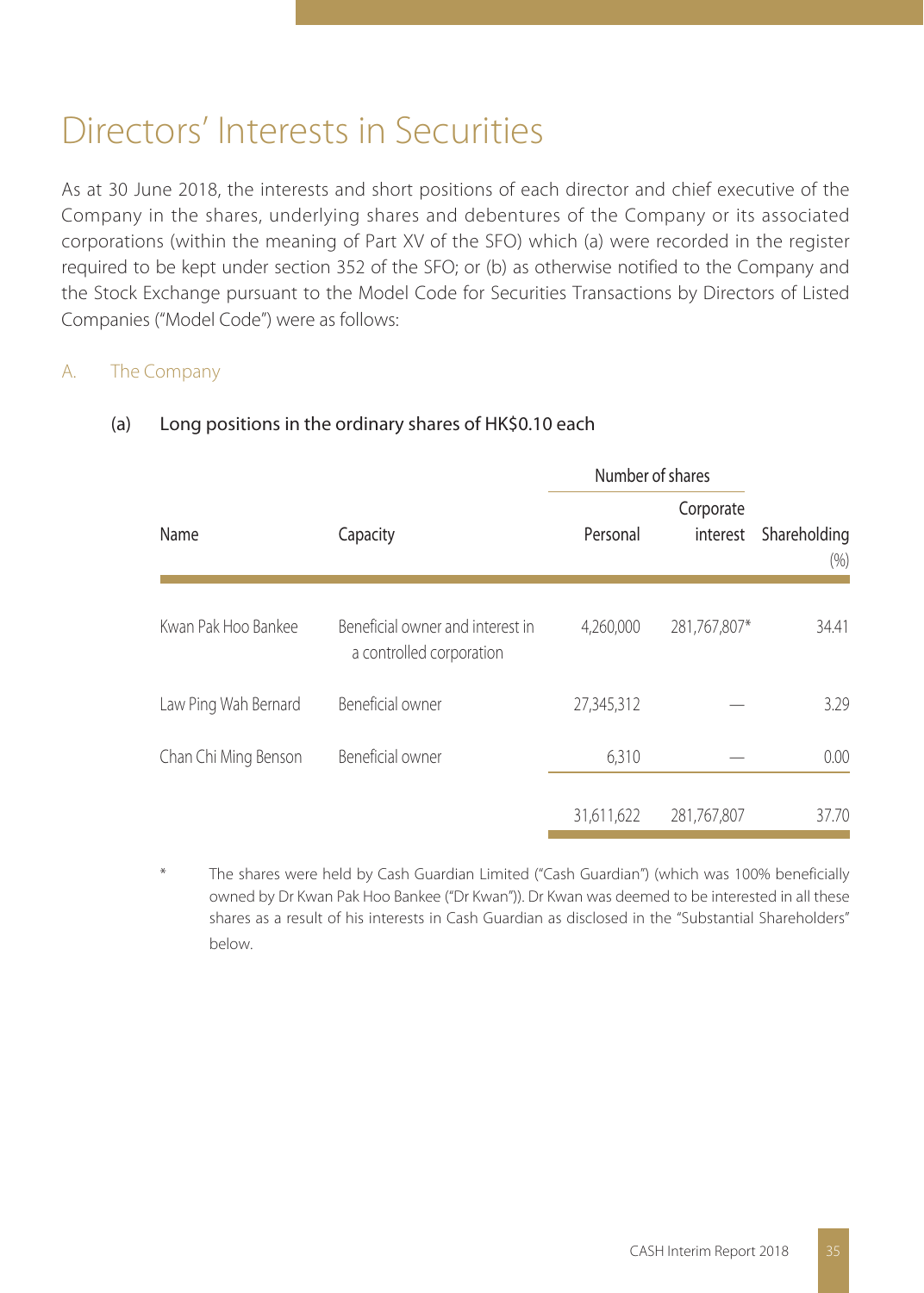# Directors' Interests in Securities

As at 30 June 2018, the interests and short positions of each director and chief executive of the Company in the shares, underlying shares and debentures of the Company or its associated corporations (within the meaning of Part XV of the SFO) which (a) were recorded in the register required to be kept under section 352 of the SFO; or (b) as otherwise notified to the Company and the Stock Exchange pursuant to the Model Code for Securities Transactions by Directors of Listed Companies ("Model Code") were as follows:

## A. The Company

### (a) Long positions in the ordinary shares of HK$0.10 each

| | | Number of shares | | |
|---|---|---|---|---|
| Name | Capacity | Personal | Corporate interest | Shareholding (%) |
| Kwan Pak Hoo Bankee | Beneficial owner and interest in a controlled corporation | 4,260,000 | 281,767,807* | 34.41 |
| Law Ping Wah Bernard | Beneficial owner | 27,345,312 | — | 3.29 |
| Chan Chi Ming Benson | Beneficial owner | 6,310 | — | 0.00 |
| | | 31,611,622 | 281,767,807 | 37.70 |

\* The shares were held by Cash Guardian Limited ("Cash Guardian") (which was 100% beneficially owned by Dr Kwan Pak Hoo Bankee ("Dr Kwan")). Dr Kwan was deemed to be interested in all these shares as a result of his interests in Cash Guardian as disclosed in the "Substantial Shareholders" below.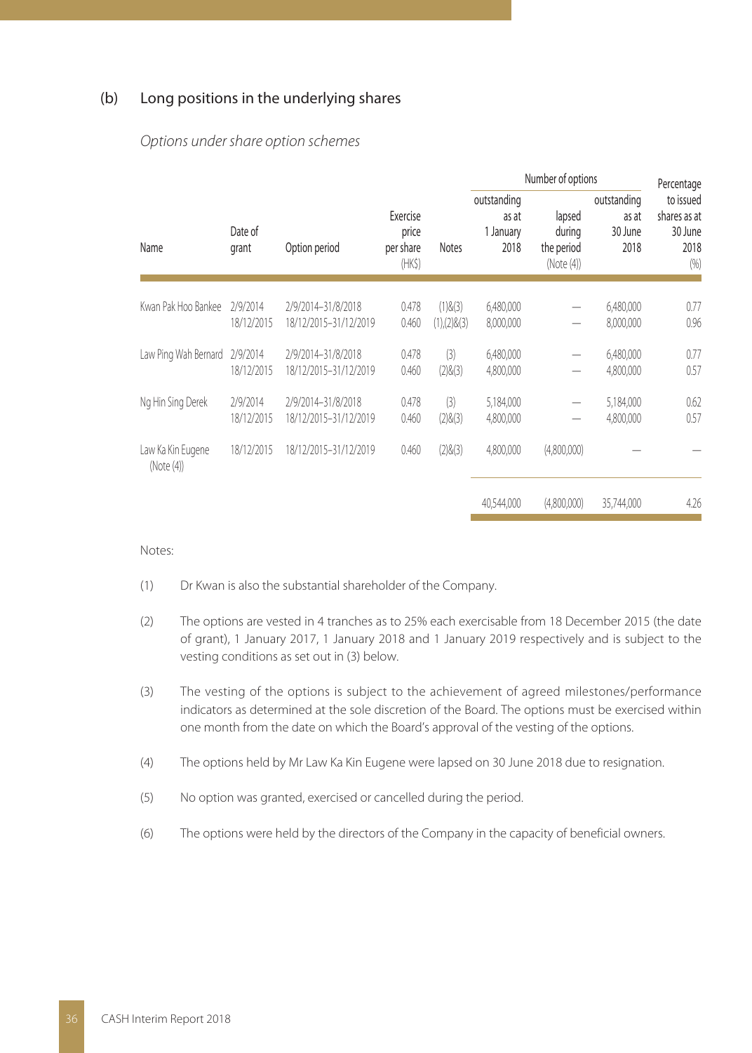### (b) Long positions in the underlying shares

*Options under share option schemes*

| Name | Date of grant | Option period | Exercise price per share (HK$) | Notes | Number of options | | | Percentage to issued shares as at 30 June 2018 (%) |
|---|---|---|---|---|---|---|---|---|
| | | | | | outstanding as at 1 January 2018 | lapsed during the period (Note (4)) | outstanding as at 30 June 2018 | |
| Kwan Pak Hoo Bankee | 2/9/2014 | 2/9/2014–31/8/2018 | 0.478 | (1)&(3) | 6,480,000 | — | 6,480,000 | 0.77 |
| | 18/12/2015 | 18/12/2015–31/12/2019 | 0.460 | (1),(2)&(3) | 8,000,000 | — | 8,000,000 | 0.96 |
| Law Ping Wah Bernard | 2/9/2014 | 2/9/2014–31/8/2018 | 0.478 | (3) | 6,480,000 | — | 6,480,000 | 0.77 |
| | 18/12/2015 | 18/12/2015–31/12/2019 | 0.460 | (2)&(3) | 4,800,000 | — | 4,800,000 | 0.57 |
| Ng Hin Sing Derek | 2/9/2014 | 2/9/2014–31/8/2018 | 0.478 | (3) | 5,184,000 | — | 5,184,000 | 0.62 |
| | 18/12/2015 | 18/12/2015–31/12/2019 | 0.460 | (2)&(3) | 4,800,000 | — | 4,800,000 | 0.57 |
| Law Ka Kin Eugene (Note (4)) | 18/12/2015 | 18/12/2015–31/12/2019 | 0.460 | (2)&(3) | 4,800,000 | (4,800,000) | — | — |
| | | | | | 40,544,000 | (4,800,000) | 35,744,000 | 4.26 |

Notes:

(1) Dr Kwan is also the substantial shareholder of the Company.

(2) The options are vested in 4 tranches as to 25% each exercisable from 18 December 2015 (the date of grant), 1 January 2017, 1 January 2018 and 1 January 2019 respectively and is subject to the vesting conditions as set out in (3) below.

(3) The vesting of the options is subject to the achievement of agreed milestones/performance indicators as determined at the sole discretion of the Board. The options must be exercised within one month from the date on which the Board's approval of the vesting of the options.

(4) The options held by Mr Law Ka Kin Eugene were lapsed on 30 June 2018 due to resignation.

(5) No option was granted, exercised or cancelled during the period.

(6) The options were held by the directors of the Company in the capacity of beneficial owners.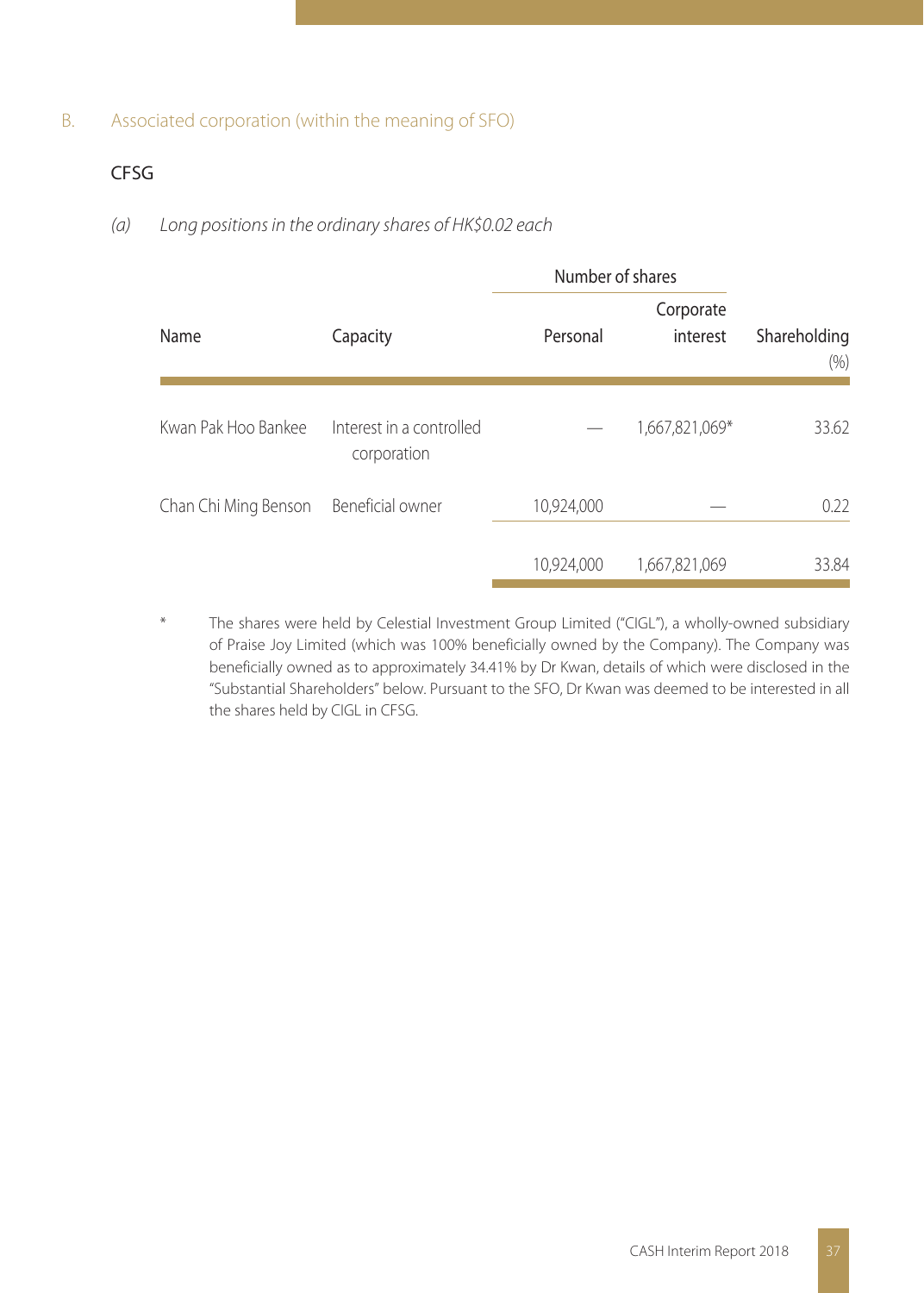B. Associated corporation (within the meaning of SFO)

CFSG

*(a) Long positions in the ordinary shares of HK$0.02 each*

| Name | Capacity | Number of shares | | Shareholding |
|---|---|---|---|---|
| | | Personal | Corporate interest | (%) |
| Kwan Pak Hoo Bankee | Interest in a controlled corporation | — | 1,667,821,069* | 33.62 |
| Chan Chi Ming Benson | Beneficial owner | 10,924,000 | — | 0.22 |
| | | 10,924,000 | 1,667,821,069 | 33.84 |

\* The shares were held by Celestial Investment Group Limited ("CIGL"), a wholly-owned subsidiary of Praise Joy Limited (which was 100% beneficially owned by the Company). The Company was beneficially owned as to approximately 34.41% by Dr Kwan, details of which were disclosed in the "Substantial Shareholders" below. Pursuant to the SFO, Dr Kwan was deemed to be interested in all the shares held by CIGL in CFSG.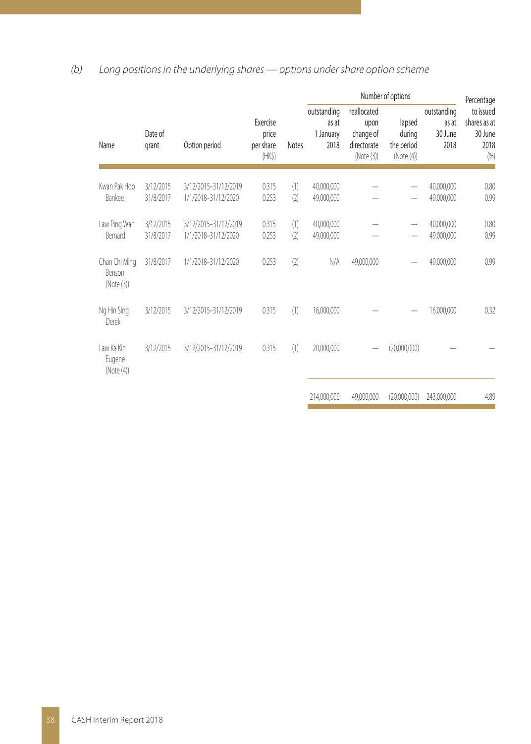(b) *Long positions in the underlying shares — options under share option scheme*

| Name | Date of grant | Option period | Exercise price per share (HK$) | Notes | Number of options | | | | Percentage to issued shares as at 30 June 2018 (%) |
|---|---|---|---|---|---|---|---|---|---|
| | | | | | outstanding as at 1 January 2018 | reallocated upon change of directorate (Note (3)) | lapsed during the period (Note (4)) | outstanding as at 30 June 2018 | |
| Kwan Pak Hoo Bankee | 3/12/2015 | 3/12/2015–31/12/2019 | 0.315 | (1) | 40,000,000 | — | — | 40,000,000 | 0.80 |
| | 31/8/2017 | 1/1/2018–31/12/2020 | 0.253 | (2) | 49,000,000 | — | — | 49,000,000 | 0.99 |
| Law Ping Wah Bernard | 3/12/2015 | 3/12/2015–31/12/2019 | 0.315 | (1) | 40,000,000 | — | — | 40,000,000 | 0.80 |
| | 31/8/2017 | 1/1/2018–31/12/2020 | 0.253 | (2) | 49,000,000 | — | — | 49,000,000 | 0.99 |
| Chan Chi Ming Benson (Note (3)) | 31/8/2017 | 1/1/2018–31/12/2020 | 0.253 | (2) | N/A | 49,000,000 | — | 49,000,000 | 0.99 |
| Ng Hin Sing Derek | 3/12/2015 | 3/12/2015–31/12/2019 | 0.315 | (1) | 16,000,000 | — | — | 16,000,000 | 0.32 |
| Law Ka Kin Eugene (Note (4)) | 3/12/2015 | 3/12/2015–31/12/2019 | 0.315 | (1) | 20,000,000 | — | (20,000,000) | — | — |
| | | | | | 214,000,000 | 49,000,000 | (20,000,000) | 243,000,000 | 4.89 |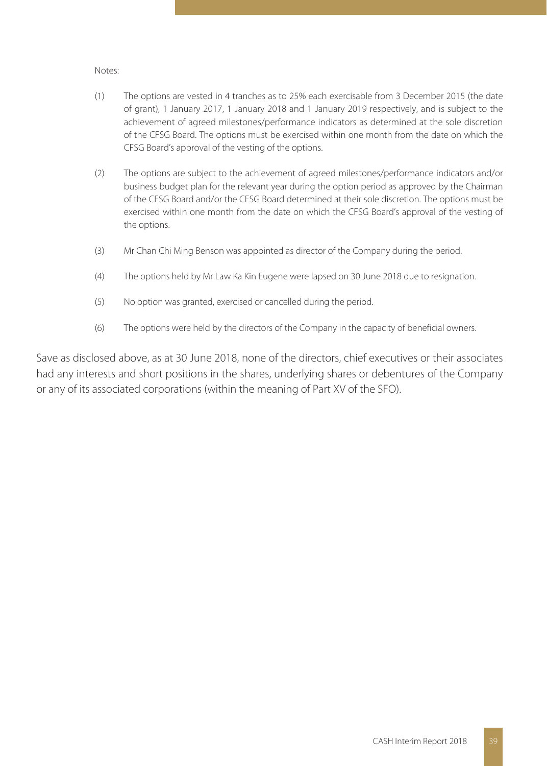Notes:

(1) The options are vested in 4 tranches as to 25% each exercisable from 3 December 2015 (the date of grant), 1 January 2017, 1 January 2018 and 1 January 2019 respectively, and is subject to the achievement of agreed milestones/performance indicators as determined at the sole discretion of the CFSG Board. The options must be exercised within one month from the date on which the CFSG Board's approval of the vesting of the options.

(2) The options are subject to the achievement of agreed milestones/performance indicators and/or business budget plan for the relevant year during the option period as approved by the Chairman of the CFSG Board and/or the CFSG Board determined at their sole discretion. The options must be exercised within one month from the date on which the CFSG Board's approval of the vesting of the options.

(3) Mr Chan Chi Ming Benson was appointed as director of the Company during the period.

(4) The options held by Mr Law Ka Kin Eugene were lapsed on 30 June 2018 due to resignation.

(5) No option was granted, exercised or cancelled during the period.

(6) The options were held by the directors of the Company in the capacity of beneficial owners.

Save as disclosed above, as at 30 June 2018, none of the directors, chief executives or their associates had any interests and short positions in the shares, underlying shares or debentures of the Company or any of its associated corporations (within the meaning of Part XV of the SFO).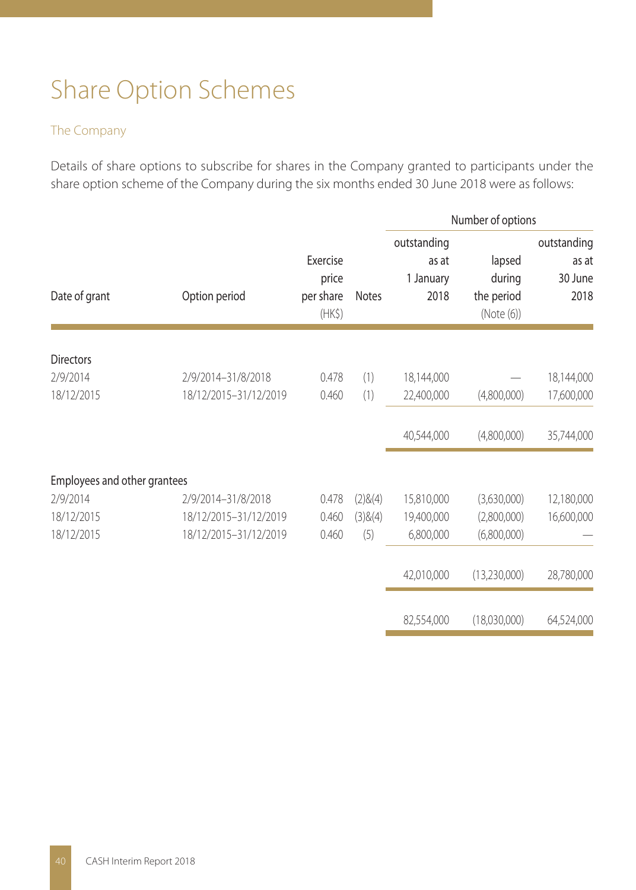# Share Option Schemes

## The Company

Details of share options to subscribe for shares in the Company granted to participants under the share option scheme of the Company during the six months ended 30 June 2018 were as follows:

| Date of grant | Option period | Exercise price per share (HK$) | Notes | Number of options outstanding as at 1 January 2018 | lapsed during the period (Note (6)) | outstanding as at 30 June 2018 |
|---|---|---|---|---|---|---|
| **Directors** | | | | | | |
| 2/9/2014 | 2/9/2014–31/8/2018 | 0.478 | (1) | 18,144,000 | — | 18,144,000 |
| 18/12/2015 | 18/12/2015–31/12/2019 | 0.460 | (1) | 22,400,000 | (4,800,000) | 17,600,000 |
| | | | | 40,544,000 | (4,800,000) | 35,744,000 |
| **Employees and other grantees** | | | | | | |
| 2/9/2014 | 2/9/2014–31/8/2018 | 0.478 | (2)&(4) | 15,810,000 | (3,630,000) | 12,180,000 |
| 18/12/2015 | 18/12/2015–31/12/2019 | 0.460 | (3)&(4) | 19,400,000 | (2,800,000) | 16,600,000 |
| 18/12/2015 | 18/12/2015–31/12/2019 | 0.460 | (5) | 6,800,000 | (6,800,000) | — |
| | | | | 42,010,000 | (13,230,000) | 28,780,000 |
| | | | | 82,554,000 | (18,030,000) | 64,524,000 |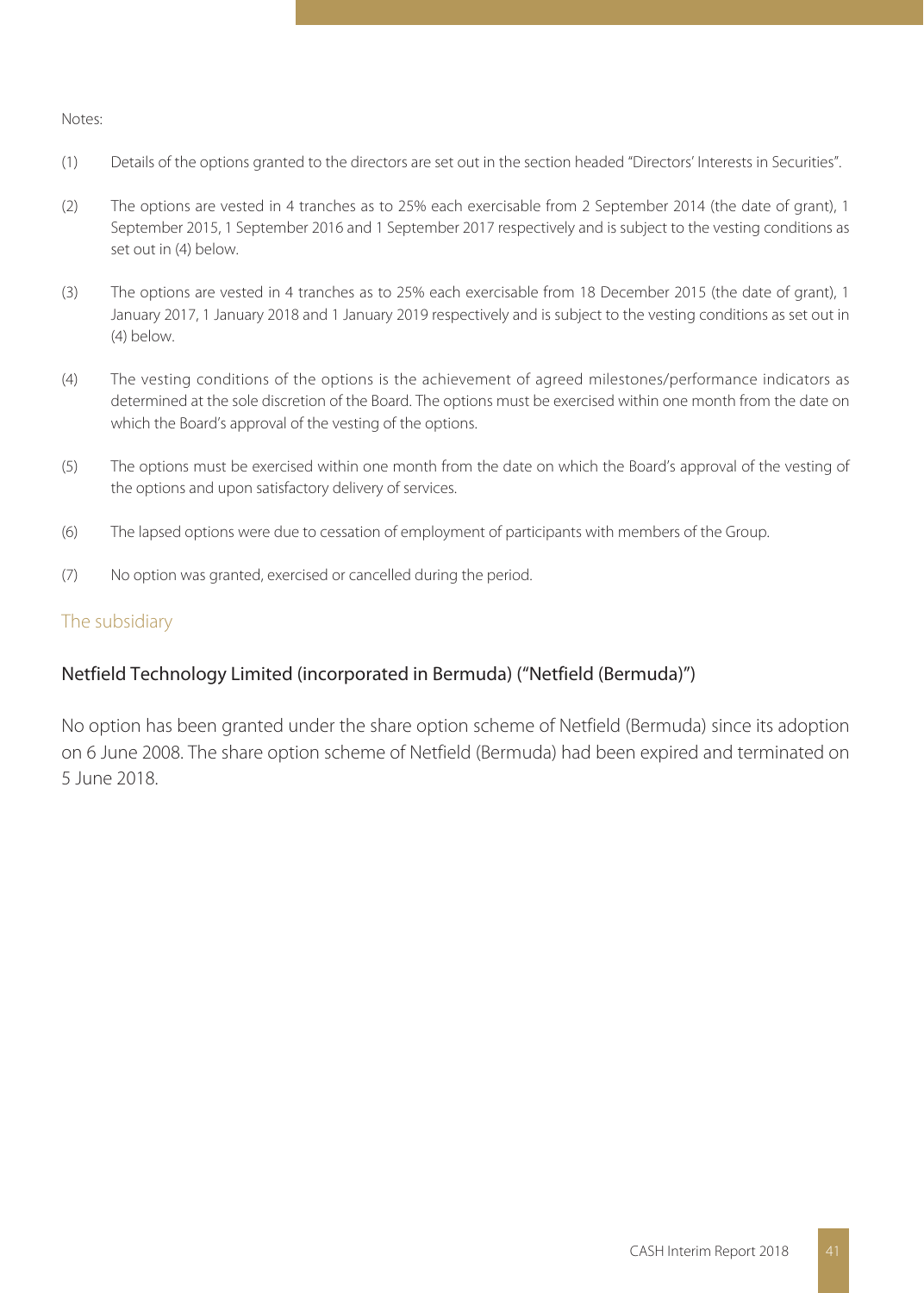Notes:

(1) Details of the options granted to the directors are set out in the section headed "Directors' Interests in Securities".

(2) The options are vested in 4 tranches as to 25% each exercisable from 2 September 2014 (the date of grant), 1 September 2015, 1 September 2016 and 1 September 2017 respectively and is subject to the vesting conditions as set out in (4) below.

(3) The options are vested in 4 tranches as to 25% each exercisable from 18 December 2015 (the date of grant), 1 January 2017, 1 January 2018 and 1 January 2019 respectively and is subject to the vesting conditions as set out in (4) below.

(4) The vesting conditions of the options is the achievement of agreed milestones/performance indicators as determined at the sole discretion of the Board. The options must be exercised within one month from the date on which the Board's approval of the vesting of the options.

(5) The options must be exercised within one month from the date on which the Board's approval of the vesting of the options and upon satisfactory delivery of services.

(6) The lapsed options were due to cessation of employment of participants with members of the Group.

(7) No option was granted, exercised or cancelled during the period.

## The subsidiary

### Netfield Technology Limited (incorporated in Bermuda) ("Netfield (Bermuda)")

No option has been granted under the share option scheme of Netfield (Bermuda) since its adoption on 6 June 2008. The share option scheme of Netfield (Bermuda) had been expired and terminated on 5 June 2018.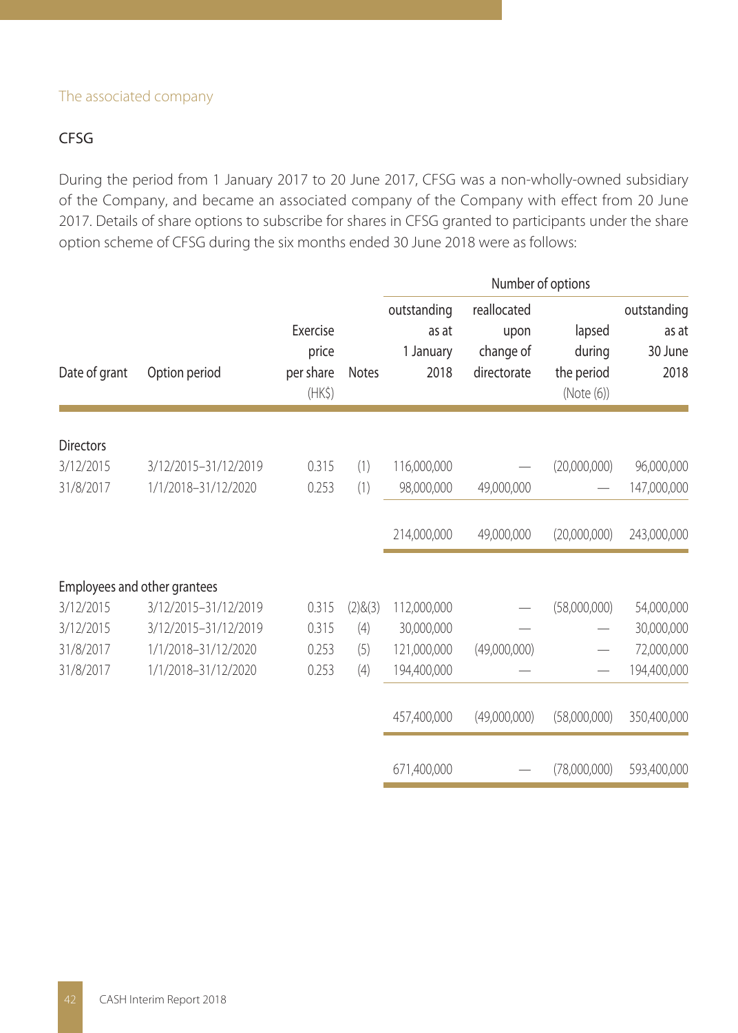The associated company

### CFSG

During the period from 1 January 2017 to 20 June 2017, CFSG was a non-wholly-owned subsidiary of the Company, and became an associated company of the Company with effect from 20 June 2017. Details of share options to subscribe for shares in CFSG granted to participants under the share option scheme of CFSG during the six months ended 30 June 2018 were as follows:

| | | | | Number of options | | | |
|---|---|---|---|---|---|---|---|
| Date of grant | Option period | Exercise price per share (HK$) | Notes | outstanding as at 1 January 2018 | reallocated upon change of directorate | lapsed during the period (Note (6)) | outstanding as at 30 June 2018 |
| **Directors** | | | | | | | |
| 3/12/2015 | 3/12/2015–31/12/2019 | 0.315 | (1) | 116,000,000 | — | (20,000,000) | 96,000,000 |
| 31/8/2017 | 1/1/2018–31/12/2020 | 0.253 | (1) | 98,000,000 | 49,000,000 | — | 147,000,000 |
| | | | | 214,000,000 | 49,000,000 | (20,000,000) | 243,000,000 |
| **Employees and other grantees** | | | | | | | |
| 3/12/2015 | 3/12/2015–31/12/2019 | 0.315 | (2)&(3) | 112,000,000 | — | (58,000,000) | 54,000,000 |
| 3/12/2015 | 3/12/2015–31/12/2019 | 0.315 | (4) | 30,000,000 | — | — | 30,000,000 |
| 31/8/2017 | 1/1/2018–31/12/2020 | 0.253 | (5) | 121,000,000 | (49,000,000) | — | 72,000,000 |
| 31/8/2017 | 1/1/2018–31/12/2020 | 0.253 | (4) | 194,400,000 | — | — | 194,400,000 |
| | | | | 457,400,000 | (49,000,000) | (58,000,000) | 350,400,000 |
| | | | | 671,400,000 | — | (78,000,000) | 593,400,000 |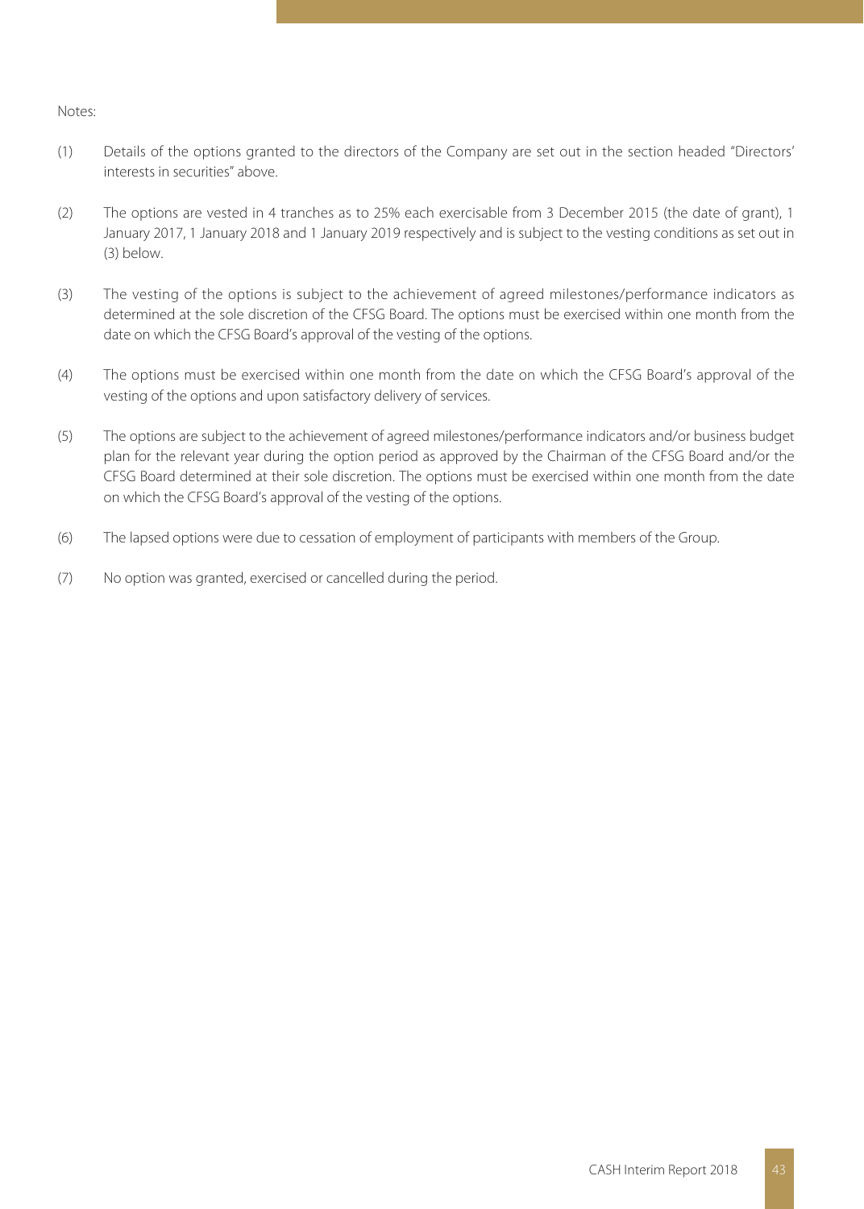Notes:

(1) Details of the options granted to the directors of the Company are set out in the section headed "Directors' interests in securities" above.

(2) The options are vested in 4 tranches as to 25% each exercisable from 3 December 2015 (the date of grant), 1 January 2017, 1 January 2018 and 1 January 2019 respectively and is subject to the vesting conditions as set out in (3) below.

(3) The vesting of the options is subject to the achievement of agreed milestones/performance indicators as determined at the sole discretion of the CFSG Board. The options must be exercised within one month from the date on which the CFSG Board's approval of the vesting of the options.

(4) The options must be exercised within one month from the date on which the CFSG Board's approval of the vesting of the options and upon satisfactory delivery of services.

(5) The options are subject to the achievement of agreed milestones/performance indicators and/or business budget plan for the relevant year during the option period as approved by the Chairman of the CFSG Board and/or the CFSG Board determined at their sole discretion. The options must be exercised within one month from the date on which the CFSG Board's approval of the vesting of the options.

(6) The lapsed options were due to cessation of employment of participants with members of the Group.

(7) No option was granted, exercised or cancelled during the period.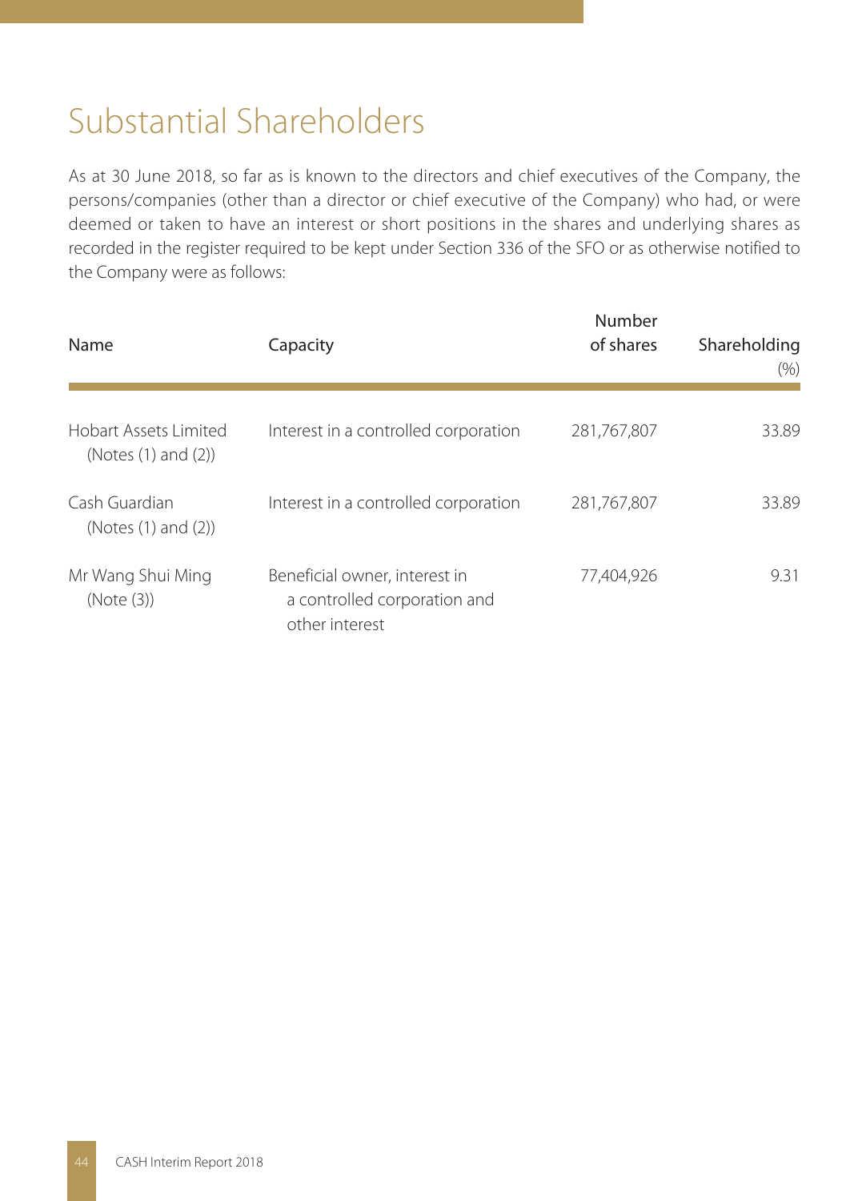# Substantial Shareholders

As at 30 June 2018, so far as is known to the directors and chief executives of the Company, the persons/companies (other than a director or chief executive of the Company) who had, or were deemed or taken to have an interest or short positions in the shares and underlying shares as recorded in the register required to be kept under Section 336 of the SFO or as otherwise notified to the Company were as follows:

| Name | Capacity | Number of shares | Shareholding (%) |
|---|---|---|---|
| Hobart Assets Limited (Notes (1) and (2)) | Interest in a controlled corporation | 281,767,807 | 33.89 |
| Cash Guardian (Notes (1) and (2)) | Interest in a controlled corporation | 281,767,807 | 33.89 |
| Mr Wang Shui Ming (Note (3)) | Beneficial owner, interest in a controlled corporation and other interest | 77,404,926 | 9.31 |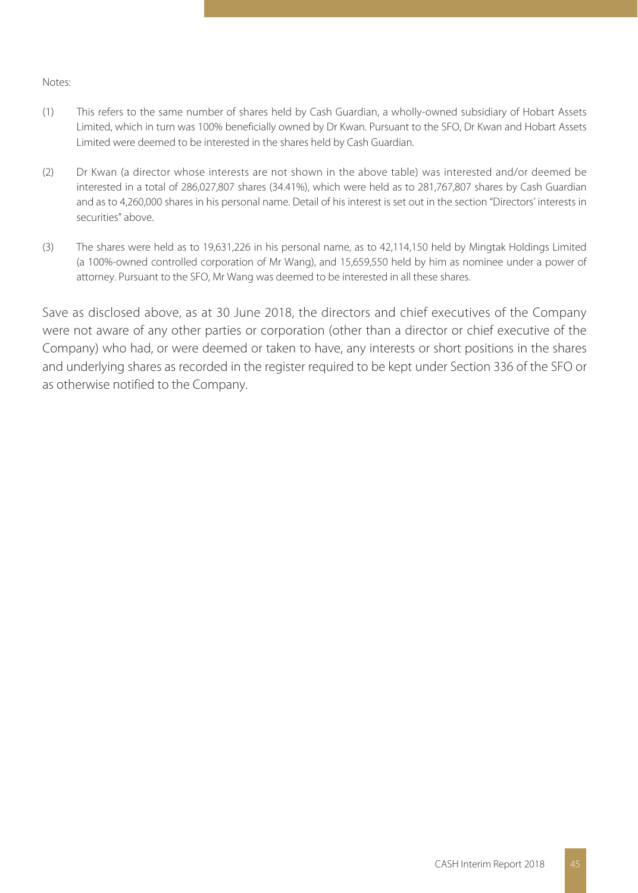Notes:

(1) This refers to the same number of shares held by Cash Guardian, a wholly-owned subsidiary of Hobart Assets Limited, which in turn was 100% beneficially owned by Dr Kwan. Pursuant to the SFO, Dr Kwan and Hobart Assets Limited were deemed to be interested in the shares held by Cash Guardian.

(2) Dr Kwan (a director whose interests are not shown in the above table) was interested and/or deemed be interested in a total of 286,027,807 shares (34.41%), which were held as to 281,767,807 shares by Cash Guardian and as to 4,260,000 shares in his personal name. Detail of his interest is set out in the section "Directors' interests in securities" above.

(3) The shares were held as to 19,631,226 in his personal name, as to 42,114,150 held by Mingtak Holdings Limited (a 100%-owned controlled corporation of Mr Wang), and 15,659,550 held by him as nominee under a power of attorney. Pursuant to the SFO, Mr Wang was deemed to be interested in all these shares.

Save as disclosed above, as at 30 June 2018, the directors and chief executives of the Company were not aware of any other parties or corporation (other than a director or chief executive of the Company) who had, or were deemed or taken to have, any interests or short positions in the shares and underlying shares as recorded in the register required to be kept under Section 336 of the SFO or as otherwise notified to the Company.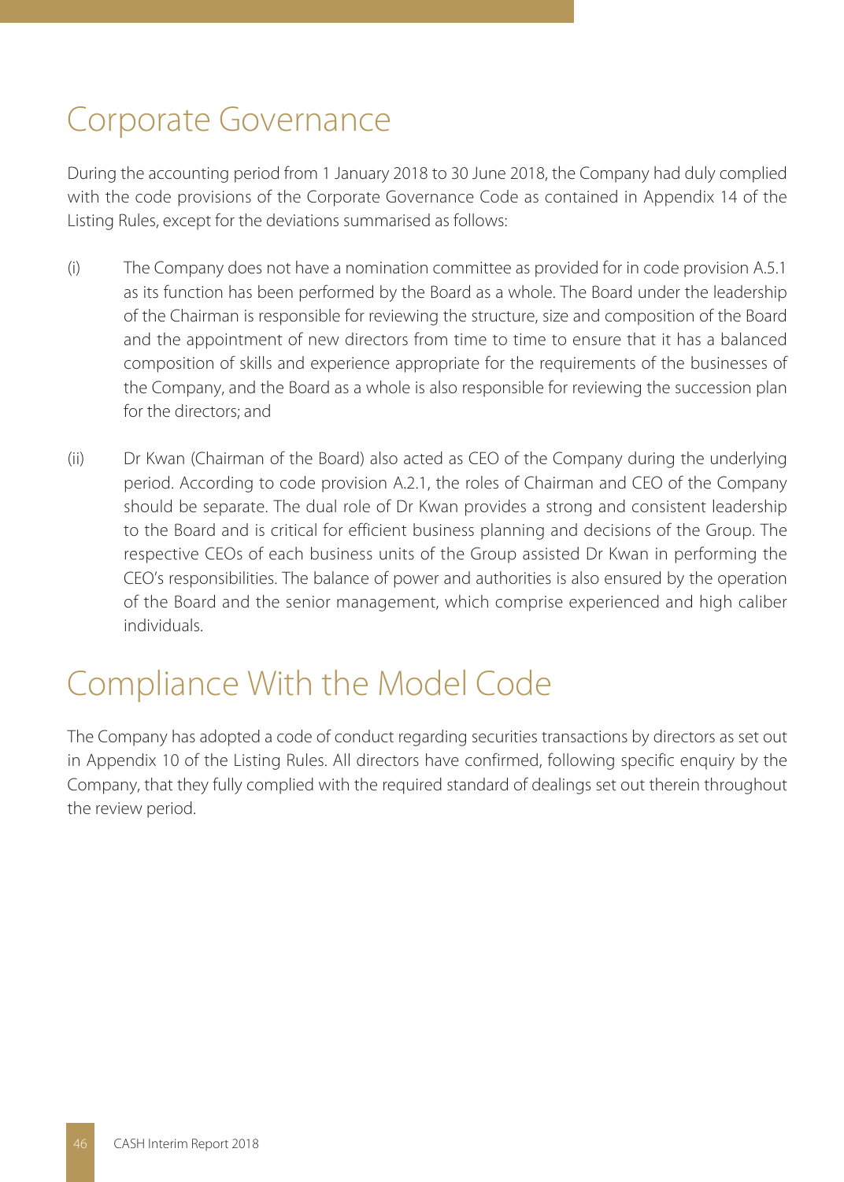# Corporate Governance

During the accounting period from 1 January 2018 to 30 June 2018, the Company had duly complied with the code provisions of the Corporate Governance Code as contained in Appendix 14 of the Listing Rules, except for the deviations summarised as follows:

(i) The Company does not have a nomination committee as provided for in code provision A.5.1 as its function has been performed by the Board as a whole. The Board under the leadership of the Chairman is responsible for reviewing the structure, size and composition of the Board and the appointment of new directors from time to time to ensure that it has a balanced composition of skills and experience appropriate for the requirements of the businesses of the Company, and the Board as a whole is also responsible for reviewing the succession plan for the directors; and

(ii) Dr Kwan (Chairman of the Board) also acted as CEO of the Company during the underlying period. According to code provision A.2.1, the roles of Chairman and CEO of the Company should be separate. The dual role of Dr Kwan provides a strong and consistent leadership to the Board and is critical for efficient business planning and decisions of the Group. The respective CEOs of each business units of the Group assisted Dr Kwan in performing the CEO's responsibilities. The balance of power and authorities is also ensured by the operation of the Board and the senior management, which comprise experienced and high caliber individuals.

# Compliance With the Model Code

The Company has adopted a code of conduct regarding securities transactions by directors as set out in Appendix 10 of the Listing Rules. All directors have confirmed, following specific enquiry by the Company, that they fully complied with the required standard of dealings set out therein throughout the review period.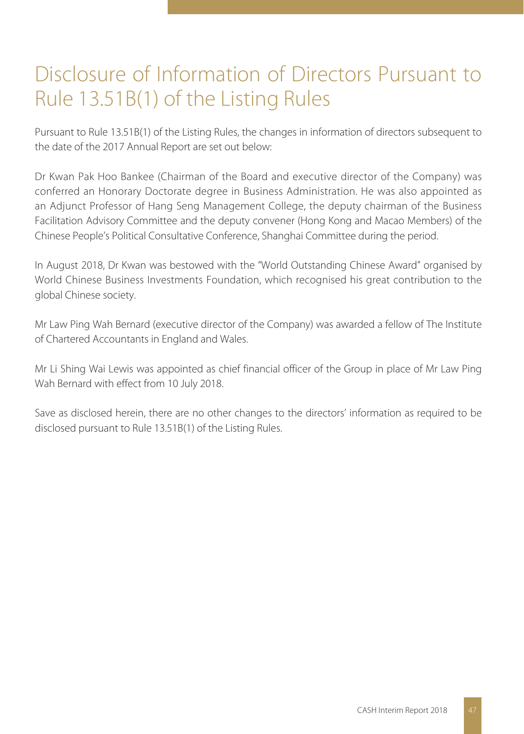# Disclosure of Information of Directors Pursuant to Rule 13.51B(1) of the Listing Rules

Pursuant to Rule 13.51B(1) of the Listing Rules, the changes in information of directors subsequent to the date of the 2017 Annual Report are set out below:

Dr Kwan Pak Hoo Bankee (Chairman of the Board and executive director of the Company) was conferred an Honorary Doctorate degree in Business Administration. He was also appointed as an Adjunct Professor of Hang Seng Management College, the deputy chairman of the Business Facilitation Advisory Committee and the deputy convener (Hong Kong and Macao Members) of the Chinese People's Political Consultative Conference, Shanghai Committee during the period.

In August 2018, Dr Kwan was bestowed with the "World Outstanding Chinese Award" organised by World Chinese Business Investments Foundation, which recognised his great contribution to the global Chinese society.

Mr Law Ping Wah Bernard (executive director of the Company) was awarded a fellow of The Institute of Chartered Accountants in England and Wales.

Mr Li Shing Wai Lewis was appointed as chief financial officer of the Group in place of Mr Law Ping Wah Bernard with effect from 10 July 2018.

Save as disclosed herein, there are no other changes to the directors' information as required to be disclosed pursuant to Rule 13.51B(1) of the Listing Rules.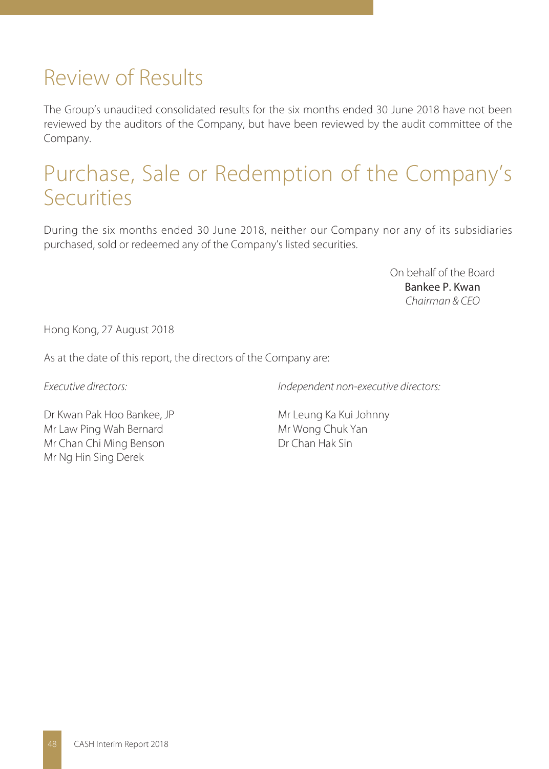# Review of Results

The Group's unaudited consolidated results for the six months ended 30 June 2018 have not been reviewed by the auditors of the Company, but have been reviewed by the audit committee of the Company.

# Purchase, Sale or Redemption of the Company's Securities

During the six months ended 30 June 2018, neither our Company nor any of its subsidiaries purchased, sold or redeemed any of the Company's listed securities.

On behalf of the Board
Bankee P. Kwan
*Chairman & CEO*

Hong Kong, 27 August 2018

As at the date of this report, the directors of the Company are:

*Executive directors:*

Dr Kwan Pak Hoo Bankee, JP
Mr Law Ping Wah Bernard
Mr Chan Chi Ming Benson
Mr Ng Hin Sing Derek

*Independent non-executive directors:*

Mr Leung Ka Kui Johnny
Mr Wong Chuk Yan
Dr Chan Hak Sin